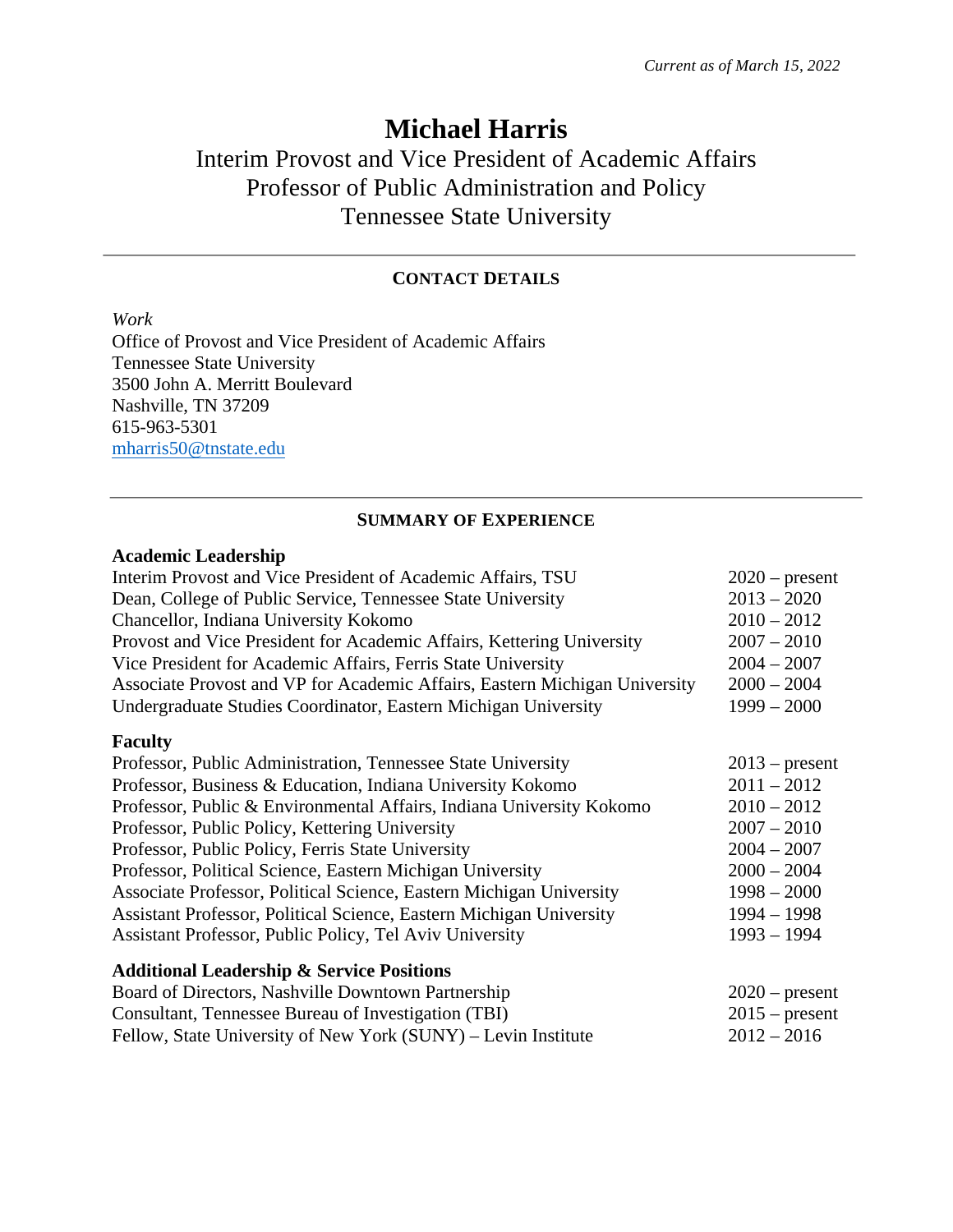*Current as of March 15, 2022*

# Michael Harris

Interim Provost and Vice President of Academic Affairs
Professor of Public Administration and Policy
Tennessee State University

---

## CONTACT DETAILS

*Work*
Office of Provost and Vice President of Academic Affairs
Tennessee State University
3500 John A. Merritt Boulevard
Nashville, TN 37209
615-963-5301
mharris50@tnstate.edu

---

## SUMMARY OF EXPERIENCE

### Academic Leadership

| | |
|---|---|
| Interim Provost and Vice President of Academic Affairs, TSU | 2020 – present |
| Dean, College of Public Service, Tennessee State University | 2013 – 2020 |
| Chancellor, Indiana University Kokomo | 2010 – 2012 |
| Provost and Vice President for Academic Affairs, Kettering University | 2007 – 2010 |
| Vice President for Academic Affairs, Ferris State University | 2004 – 2007 |
| Associate Provost and VP for Academic Affairs, Eastern Michigan University | 2000 – 2004 |
| Undergraduate Studies Coordinator, Eastern Michigan University | 1999 – 2000 |

### Faculty

| | |
|---|---|
| Professor, Public Administration, Tennessee State University | 2013 – present |
| Professor, Business & Education, Indiana University Kokomo | 2011 – 2012 |
| Professor, Public & Environmental Affairs, Indiana University Kokomo | 2010 – 2012 |
| Professor, Public Policy, Kettering University | 2007 – 2010 |
| Professor, Public Policy, Ferris State University | 2004 – 2007 |
| Professor, Political Science, Eastern Michigan University | 2000 – 2004 |
| Associate Professor, Political Science, Eastern Michigan University | 1998 – 2000 |
| Assistant Professor, Political Science, Eastern Michigan University | 1994 – 1998 |
| Assistant Professor, Public Policy, Tel Aviv University | 1993 – 1994 |

### Additional Leadership & Service Positions

| | |
|---|---|
| Board of Directors, Nashville Downtown Partnership | 2020 – present |
| Consultant, Tennessee Bureau of Investigation (TBI) | 2015 – present |
| Fellow, State University of New York (SUNY) – Levin Institute | 2012 – 2016 |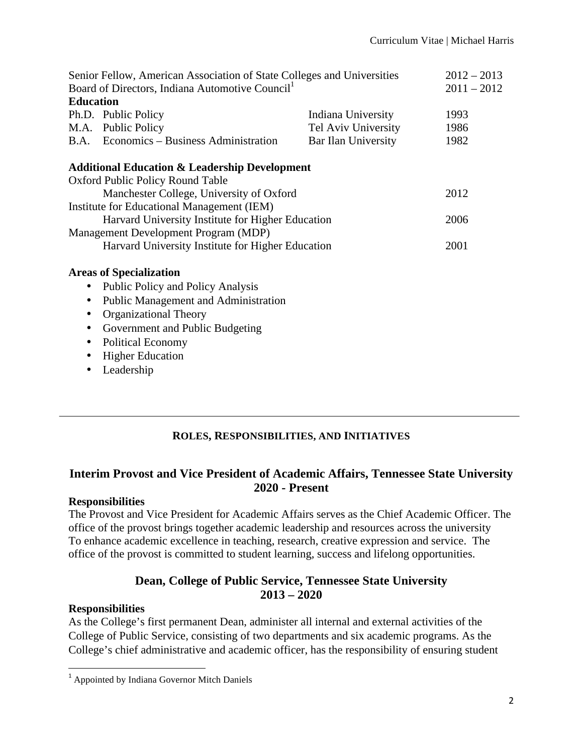Senior Fellow, American Association of State Colleges and Universities 2012 – 2013
Board of Directors, Indiana Automotive Council[1] 2011 – 2012

**Education**

| | | | |
|---|---|---|---|
| Ph.D. | Public Policy | Indiana University | 1993 |
| M.A. | Public Policy | Tel Aviv University | 1986 |
| B.A. | Economics – Business Administration | Bar Ilan University | 1982 |

**Additional Education & Leadership Development**

Oxford Public Policy Round Table
    Manchester College, University of Oxford 2012
Institute for Educational Management (IEM)
    Harvard University Institute for Higher Education 2006
Management Development Program (MDP)
    Harvard University Institute for Higher Education 2001

**Areas of Specialization**

- Public Policy and Policy Analysis
- Public Management and Administration
- Organizational Theory
- Government and Public Budgeting
- Political Economy
- Higher Education
- Leadership

---

## ROLES, RESPONSIBILITIES, AND INITIATIVES

### Interim Provost and Vice President of Academic Affairs, Tennessee State University 2020 - Present

**Responsibilities**

The Provost and Vice President for Academic Affairs serves as the Chief Academic Officer. The office of the provost brings together academic leadership and resources across the university To enhance academic excellence in teaching, research, creative expression and service. The office of the provost is committed to student learning, success and lifelong opportunities.

### Dean, College of Public Service, Tennessee State University 2013 – 2020

**Responsibilities**

As the College's first permanent Dean, administer all internal and external activities of the College of Public Service, consisting of two departments and six academic programs. As the College's chief administrative and academic officer, has the responsibility of ensuring student

[1] Appointed by Indiana Governor Mitch Daniels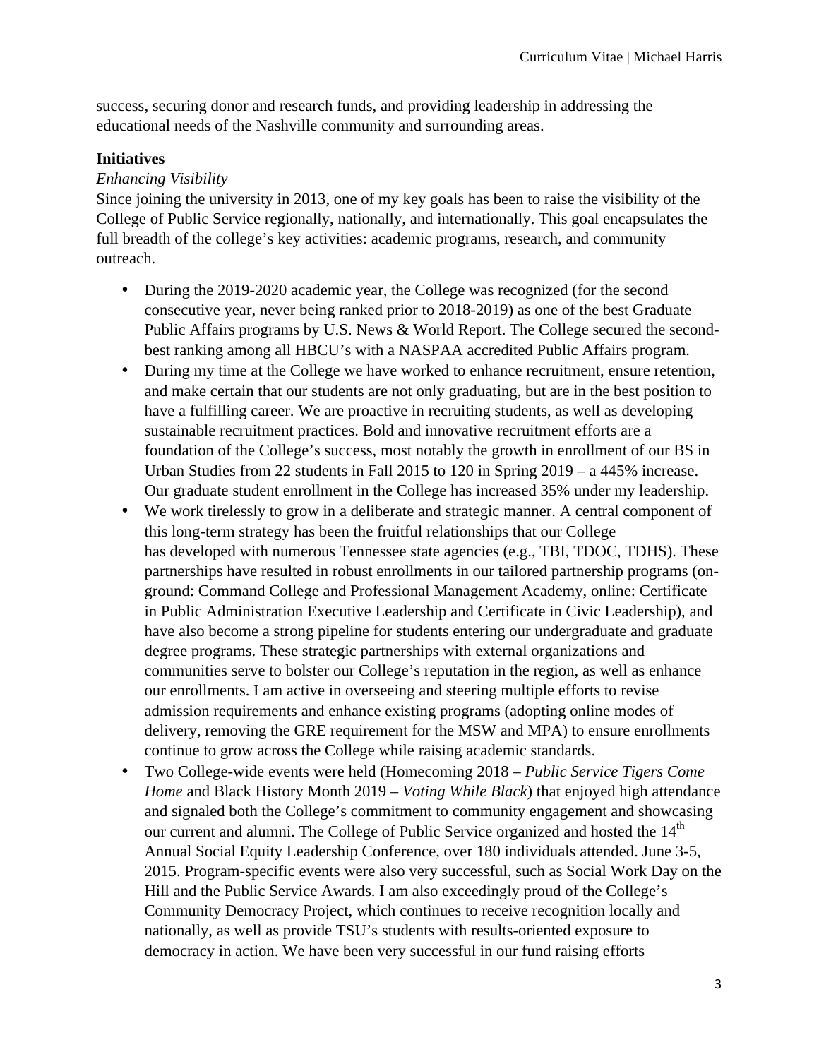success, securing donor and research funds, and providing leadership in addressing the educational needs of the Nashville community and surrounding areas.

### Initiatives

*Enhancing Visibility*

Since joining the university in 2013, one of my key goals has been to raise the visibility of the College of Public Service regionally, nationally, and internationally. This goal encapsulates the full breadth of the college's key activities: academic programs, research, and community outreach.

- During the 2019-2020 academic year, the College was recognized (for the second consecutive year, never being ranked prior to 2018-2019) as one of the best Graduate Public Affairs programs by U.S. News & World Report. The College secured the second-best ranking among all HBCU's with a NASPAA accredited Public Affairs program.
- During my time at the College we have worked to enhance recruitment, ensure retention, and make certain that our students are not only graduating, but are in the best position to have a fulfilling career. We are proactive in recruiting students, as well as developing sustainable recruitment practices. Bold and innovative recruitment efforts are a foundation of the College's success, most notably the growth in enrollment of our BS in Urban Studies from 22 students in Fall 2015 to 120 in Spring 2019 – a 445% increase. Our graduate student enrollment in the College has increased 35% under my leadership.
- We work tirelessly to grow in a deliberate and strategic manner. A central component of this long-term strategy has been the fruitful relationships that our College has developed with numerous Tennessee state agencies (e.g., TBI, TDOC, TDHS). These partnerships have resulted in robust enrollments in our tailored partnership programs (on-ground: Command College and Professional Management Academy, online: Certificate in Public Administration Executive Leadership and Certificate in Civic Leadership), and have also become a strong pipeline for students entering our undergraduate and graduate degree programs. These strategic partnerships with external organizations and communities serve to bolster our College's reputation in the region, as well as enhance our enrollments. I am active in overseeing and steering multiple efforts to revise admission requirements and enhance existing programs (adopting online modes of delivery, removing the GRE requirement for the MSW and MPA) to ensure enrollments continue to grow across the College while raising academic standards.
- Two College-wide events were held (Homecoming 2018 – *Public Service Tigers Come Home* and Black History Month 2019 – *Voting While Black*) that enjoyed high attendance and signaled both the College's commitment to community engagement and showcasing our current and alumni. The College of Public Service organized and hosted the 14th Annual Social Equity Leadership Conference, over 180 individuals attended. June 3-5, 2015. Program-specific events were also very successful, such as Social Work Day on the Hill and the Public Service Awards. I am also exceedingly proud of the College's Community Democracy Project, which continues to receive recognition locally and nationally, as well as provide TSU's students with results-oriented exposure to democracy in action. We have been very successful in our fund raising efforts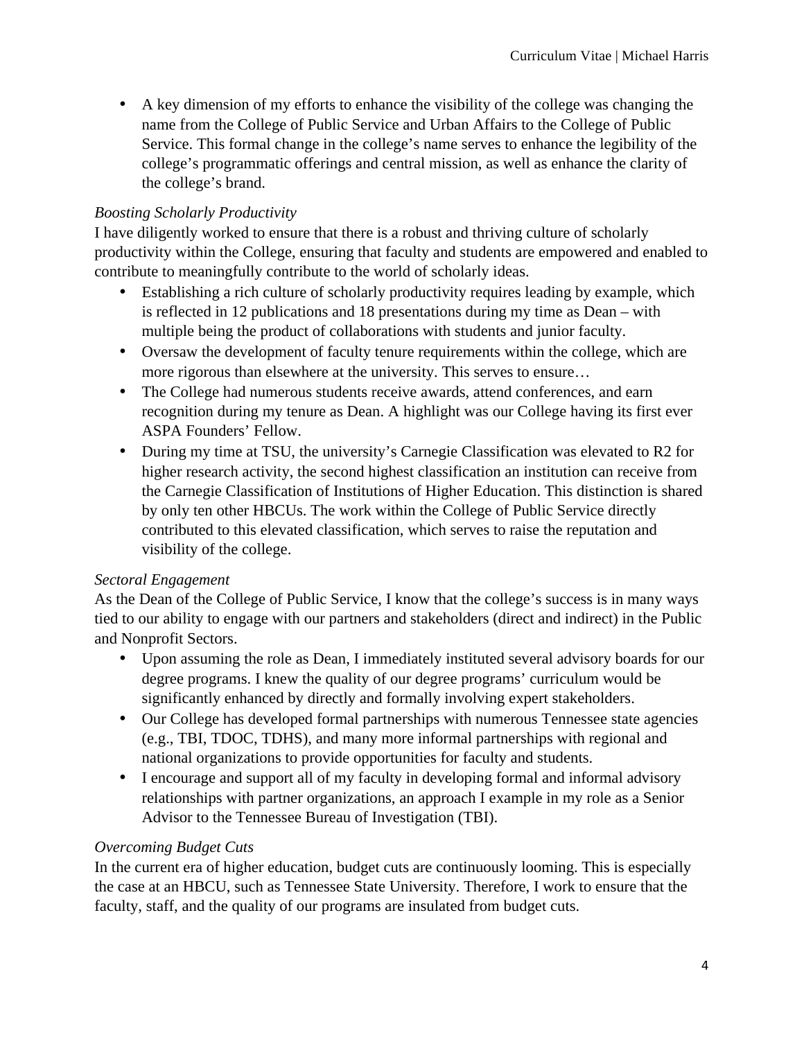- A key dimension of my efforts to enhance the visibility of the college was changing the name from the College of Public Service and Urban Affairs to the College of Public Service. This formal change in the college's name serves to enhance the legibility of the college's programmatic offerings and central mission, as well as enhance the clarity of the college's brand.

*Boosting Scholarly Productivity*

I have diligently worked to ensure that there is a robust and thriving culture of scholarly productivity within the College, ensuring that faculty and students are empowered and enabled to contribute to meaningfully contribute to the world of scholarly ideas.

- Establishing a rich culture of scholarly productivity requires leading by example, which is reflected in 12 publications and 18 presentations during my time as Dean – with multiple being the product of collaborations with students and junior faculty.
- Oversaw the development of faculty tenure requirements within the college, which are more rigorous than elsewhere at the university. This serves to ensure…
- The College had numerous students receive awards, attend conferences, and earn recognition during my tenure as Dean. A highlight was our College having its first ever ASPA Founders' Fellow.
- During my time at TSU, the university's Carnegie Classification was elevated to R2 for higher research activity, the second highest classification an institution can receive from the Carnegie Classification of Institutions of Higher Education. This distinction is shared by only ten other HBCUs. The work within the College of Public Service directly contributed to this elevated classification, which serves to raise the reputation and visibility of the college.

*Sectoral Engagement*

As the Dean of the College of Public Service, I know that the college's success is in many ways tied to our ability to engage with our partners and stakeholders (direct and indirect) in the Public and Nonprofit Sectors.

- Upon assuming the role as Dean, I immediately instituted several advisory boards for our degree programs. I knew the quality of our degree programs' curriculum would be significantly enhanced by directly and formally involving expert stakeholders.
- Our College has developed formal partnerships with numerous Tennessee state agencies (e.g., TBI, TDOC, TDHS), and many more informal partnerships with regional and national organizations to provide opportunities for faculty and students.
- I encourage and support all of my faculty in developing formal and informal advisory relationships with partner organizations, an approach I example in my role as a Senior Advisor to the Tennessee Bureau of Investigation (TBI).

*Overcoming Budget Cuts*

In the current era of higher education, budget cuts are continuously looming. This is especially the case at an HBCU, such as Tennessee State University. Therefore, I work to ensure that the faculty, staff, and the quality of our programs are insulated from budget cuts.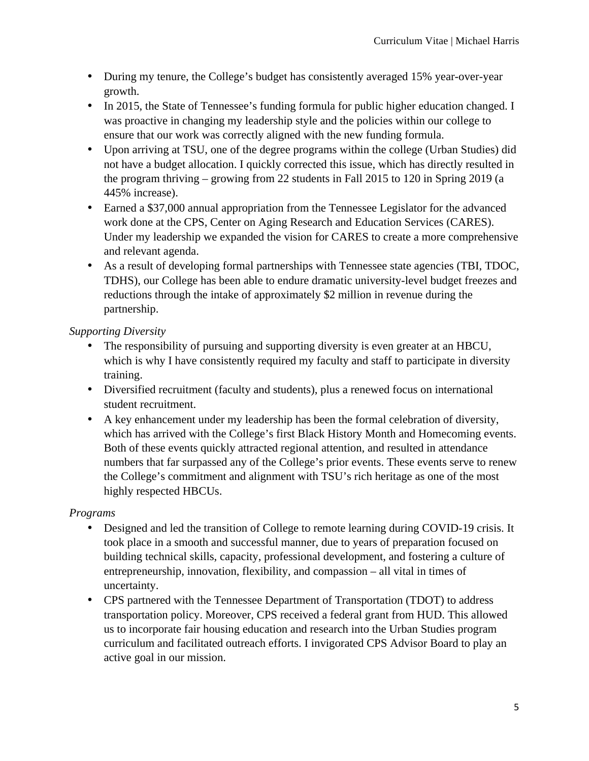- During my tenure, the College's budget has consistently averaged 15% year-over-year growth.
- In 2015, the State of Tennessee's funding formula for public higher education changed. I was proactive in changing my leadership style and the policies within our college to ensure that our work was correctly aligned with the new funding formula.
- Upon arriving at TSU, one of the degree programs within the college (Urban Studies) did not have a budget allocation. I quickly corrected this issue, which has directly resulted in the program thriving – growing from 22 students in Fall 2015 to 120 in Spring 2019 (a 445% increase).
- Earned a $37,000 annual appropriation from the Tennessee Legislator for the advanced work done at the CPS, Center on Aging Research and Education Services (CARES). Under my leadership we expanded the vision for CARES to create a more comprehensive and relevant agenda.
- As a result of developing formal partnerships with Tennessee state agencies (TBI, TDOC, TDHS), our College has been able to endure dramatic university-level budget freezes and reductions through the intake of approximately $2 million in revenue during the partnership.

*Supporting Diversity*

- The responsibility of pursuing and supporting diversity is even greater at an HBCU, which is why I have consistently required my faculty and staff to participate in diversity training.
- Diversified recruitment (faculty and students), plus a renewed focus on international student recruitment.
- A key enhancement under my leadership has been the formal celebration of diversity, which has arrived with the College's first Black History Month and Homecoming events. Both of these events quickly attracted regional attention, and resulted in attendance numbers that far surpassed any of the College's prior events. These events serve to renew the College's commitment and alignment with TSU's rich heritage as one of the most highly respected HBCUs.

*Programs*

- Designed and led the transition of College to remote learning during COVID-19 crisis. It took place in a smooth and successful manner, due to years of preparation focused on building technical skills, capacity, professional development, and fostering a culture of entrepreneurship, innovation, flexibility, and compassion – all vital in times of uncertainty.
- CPS partnered with the Tennessee Department of Transportation (TDOT) to address transportation policy. Moreover, CPS received a federal grant from HUD. This allowed us to incorporate fair housing education and research into the Urban Studies program curriculum and facilitated outreach efforts. I invigorated CPS Advisor Board to play an active goal in our mission.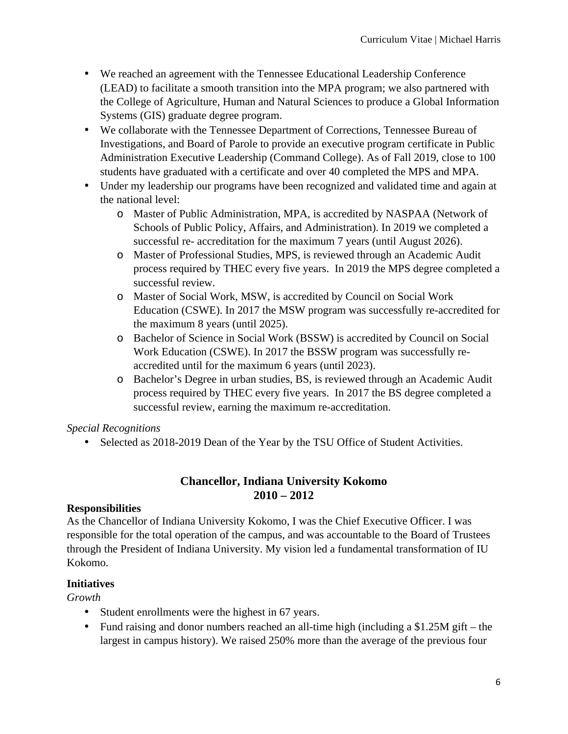- We reached an agreement with the Tennessee Educational Leadership Conference (LEAD) to facilitate a smooth transition into the MPA program; we also partnered with the College of Agriculture, Human and Natural Sciences to produce a Global Information Systems (GIS) graduate degree program.
- We collaborate with the Tennessee Department of Corrections, Tennessee Bureau of Investigations, and Board of Parole to provide an executive program certificate in Public Administration Executive Leadership (Command College). As of Fall 2019, close to 100 students have graduated with a certificate and over 40 completed the MPS and MPA.
- Under my leadership our programs have been recognized and validated time and again at the national level:
  - Master of Public Administration, MPA, is accredited by NASPAA (Network of Schools of Public Policy, Affairs, and Administration). In 2019 we completed a successful re- accreditation for the maximum 7 years (until August 2026).
  - Master of Professional Studies, MPS, is reviewed through an Academic Audit process required by THEC every five years. In 2019 the MPS degree completed a successful review.
  - Master of Social Work, MSW, is accredited by Council on Social Work Education (CSWE). In 2017 the MSW program was successfully re-accredited for the maximum 8 years (until 2025).
  - Bachelor of Science in Social Work (BSSW) is accredited by Council on Social Work Education (CSWE). In 2017 the BSSW program was successfully re-accredited until for the maximum 6 years (until 2023).
  - Bachelor's Degree in urban studies, BS, is reviewed through an Academic Audit process required by THEC every five years. In 2017 the BS degree completed a successful review, earning the maximum re-accreditation.

*Special Recognitions*

- Selected as 2018-2019 Dean of the Year by the TSU Office of Student Activities.

## Chancellor, Indiana University Kokomo
## 2010 – 2012

**Responsibilities**

As the Chancellor of Indiana University Kokomo, I was the Chief Executive Officer. I was responsible for the total operation of the campus, and was accountable to the Board of Trustees through the President of Indiana University. My vision led a fundamental transformation of IU Kokomo.

**Initiatives**

*Growth*

- Student enrollments were the highest in 67 years.
- Fund raising and donor numbers reached an all-time high (including a $1.25M gift – the largest in campus history). We raised 250% more than the average of the previous four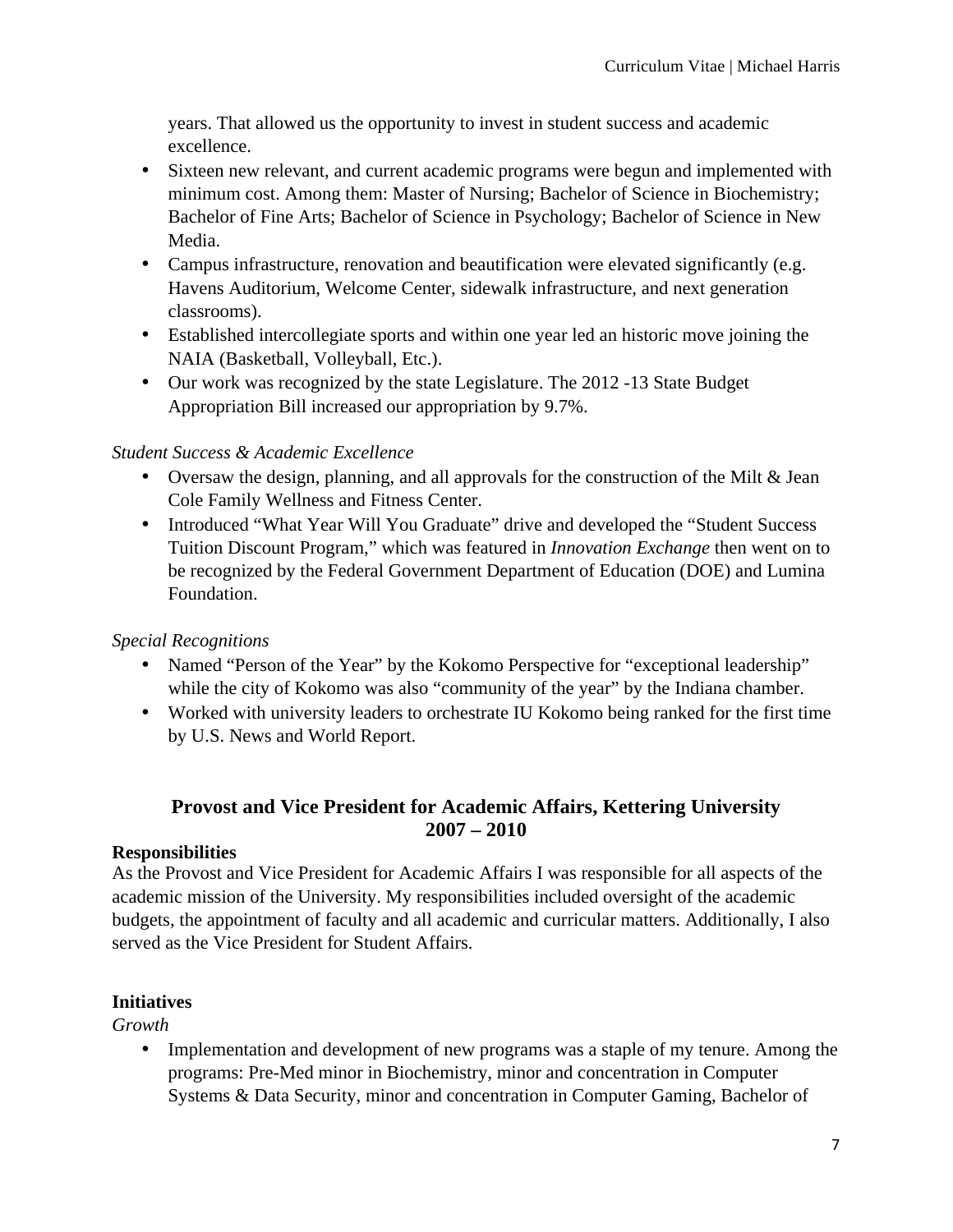years. That allowed us the opportunity to invest in student success and academic excellence.

- Sixteen new relevant, and current academic programs were begun and implemented with minimum cost. Among them: Master of Nursing; Bachelor of Science in Biochemistry; Bachelor of Fine Arts; Bachelor of Science in Psychology; Bachelor of Science in New Media.
- Campus infrastructure, renovation and beautification were elevated significantly (e.g. Havens Auditorium, Welcome Center, sidewalk infrastructure, and next generation classrooms).
- Established intercollegiate sports and within one year led an historic move joining the NAIA (Basketball, Volleyball, Etc.).
- Our work was recognized by the state Legislature. The 2012 -13 State Budget Appropriation Bill increased our appropriation by 9.7%.

*Student Success & Academic Excellence*

- Oversaw the design, planning, and all approvals for the construction of the Milt & Jean Cole Family Wellness and Fitness Center.
- Introduced "What Year Will You Graduate" drive and developed the "Student Success Tuition Discount Program," which was featured in *Innovation Exchange* then went on to be recognized by the Federal Government Department of Education (DOE) and Lumina Foundation.

*Special Recognitions*

- Named "Person of the Year" by the Kokomo Perspective for "exceptional leadership" while the city of Kokomo was also "community of the year" by the Indiana chamber.
- Worked with university leaders to orchestrate IU Kokomo being ranked for the first time by U.S. News and World Report.

## Provost and Vice President for Academic Affairs, Kettering University 2007 – 2010

**Responsibilities**

As the Provost and Vice President for Academic Affairs I was responsible for all aspects of the academic mission of the University. My responsibilities included oversight of the academic budgets, the appointment of faculty and all academic and curricular matters. Additionally, I also served as the Vice President for Student Affairs.

**Initiatives**

*Growth*

- Implementation and development of new programs was a staple of my tenure. Among the programs: Pre-Med minor in Biochemistry, minor and concentration in Computer Systems & Data Security, minor and concentration in Computer Gaming, Bachelor of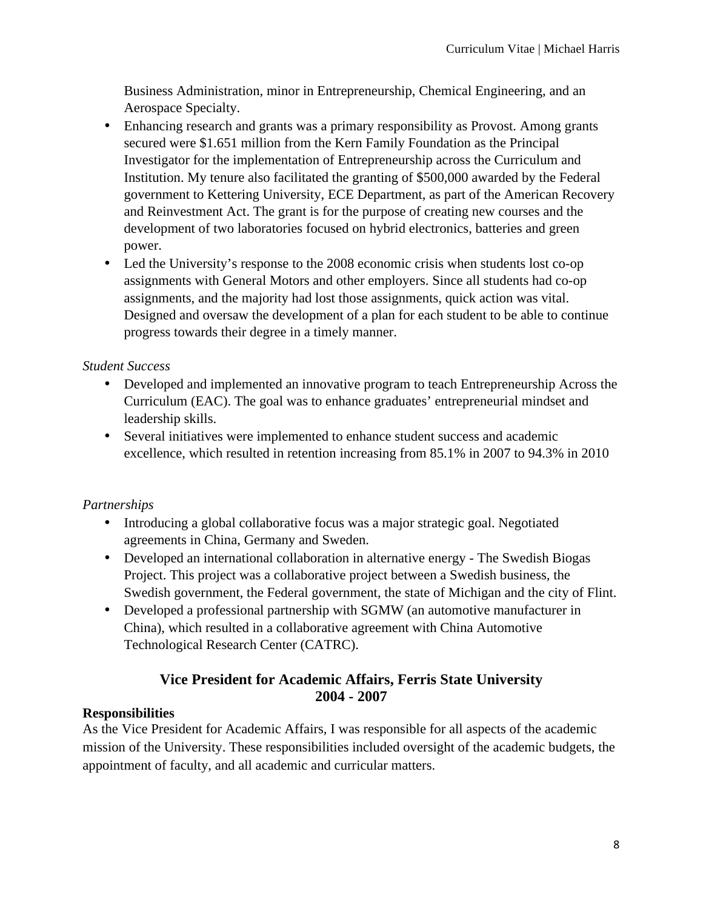Business Administration, minor in Entrepreneurship, Chemical Engineering, and an Aerospace Specialty.

- Enhancing research and grants was a primary responsibility as Provost. Among grants secured were $1.651 million from the Kern Family Foundation as the Principal Investigator for the implementation of Entrepreneurship across the Curriculum and Institution. My tenure also facilitated the granting of $500,000 awarded by the Federal government to Kettering University, ECE Department, as part of the American Recovery and Reinvestment Act. The grant is for the purpose of creating new courses and the development of two laboratories focused on hybrid electronics, batteries and green power.
- Led the University's response to the 2008 economic crisis when students lost co-op assignments with General Motors and other employers. Since all students had co-op assignments, and the majority had lost those assignments, quick action was vital. Designed and oversaw the development of a plan for each student to be able to continue progress towards their degree in a timely manner.

*Student Success*

- Developed and implemented an innovative program to teach Entrepreneurship Across the Curriculum (EAC). The goal was to enhance graduates' entrepreneurial mindset and leadership skills.
- Several initiatives were implemented to enhance student success and academic excellence, which resulted in retention increasing from 85.1% in 2007 to 94.3% in 2010

*Partnerships*

- Introducing a global collaborative focus was a major strategic goal. Negotiated agreements in China, Germany and Sweden.
- Developed an international collaboration in alternative energy - The Swedish Biogas Project. This project was a collaborative project between a Swedish business, the Swedish government, the Federal government, the state of Michigan and the city of Flint.
- Developed a professional partnership with SGMW (an automotive manufacturer in China), which resulted in a collaborative agreement with China Automotive Technological Research Center (CATRC).

## Vice President for Academic Affairs, Ferris State University
## 2004 - 2007

**Responsibilities**

As the Vice President for Academic Affairs, I was responsible for all aspects of the academic mission of the University. These responsibilities included oversight of the academic budgets, the appointment of faculty, and all academic and curricular matters.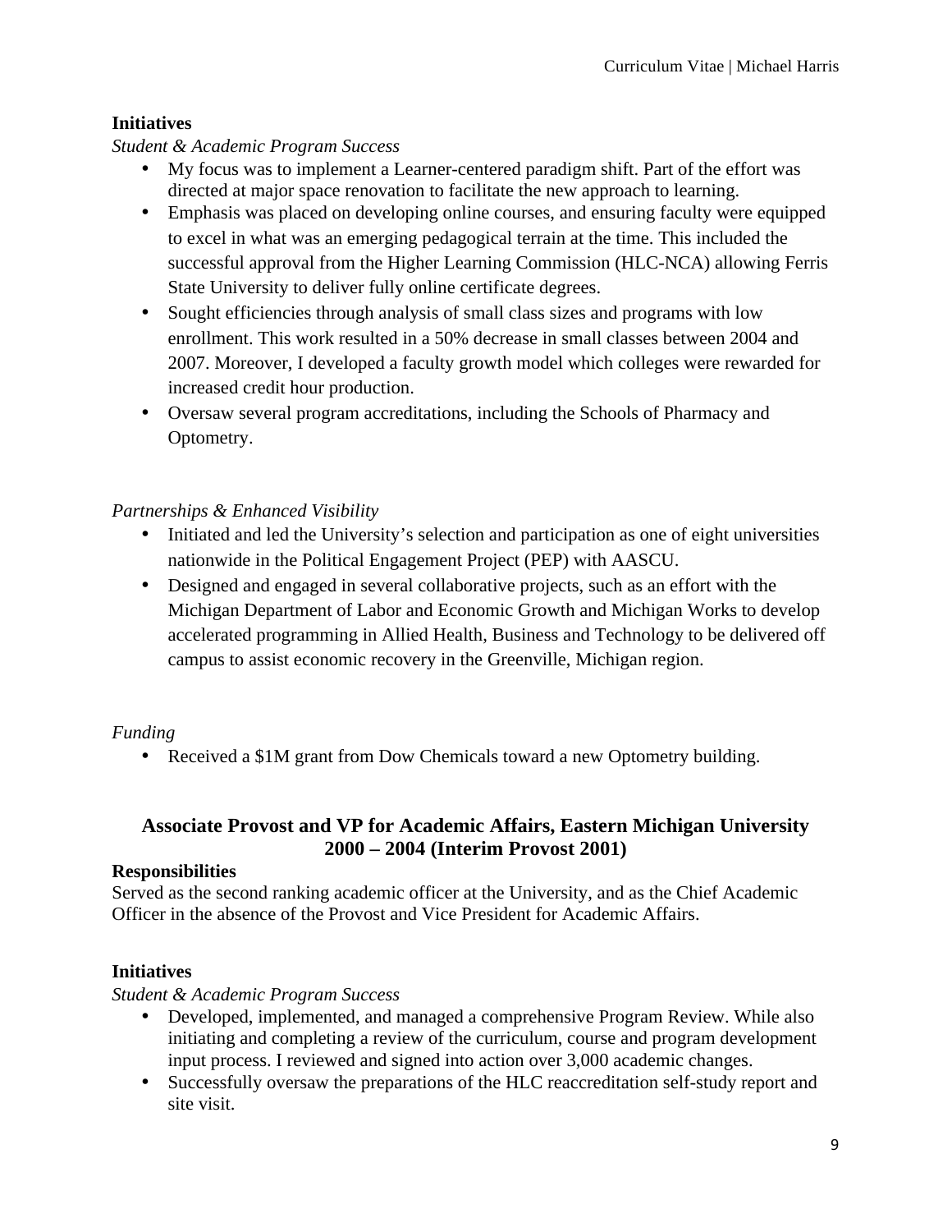**Initiatives**

*Student & Academic Program Success*

- My focus was to implement a Learner-centered paradigm shift. Part of the effort was directed at major space renovation to facilitate the new approach to learning.
- Emphasis was placed on developing online courses, and ensuring faculty were equipped to excel in what was an emerging pedagogical terrain at the time. This included the successful approval from the Higher Learning Commission (HLC-NCA) allowing Ferris State University to deliver fully online certificate degrees.
- Sought efficiencies through analysis of small class sizes and programs with low enrollment. This work resulted in a 50% decrease in small classes between 2004 and 2007. Moreover, I developed a faculty growth model which colleges were rewarded for increased credit hour production.
- Oversaw several program accreditations, including the Schools of Pharmacy and Optometry.

*Partnerships & Enhanced Visibility*

- Initiated and led the University's selection and participation as one of eight universities nationwide in the Political Engagement Project (PEP) with AASCU.
- Designed and engaged in several collaborative projects, such as an effort with the Michigan Department of Labor and Economic Growth and Michigan Works to develop accelerated programming in Allied Health, Business and Technology to be delivered off campus to assist economic recovery in the Greenville, Michigan region.

*Funding*

- Received a $1M grant from Dow Chemicals toward a new Optometry building.

## Associate Provost and VP for Academic Affairs, Eastern Michigan University 2000 – 2004 (Interim Provost 2001)

**Responsibilities**

Served as the second ranking academic officer at the University, and as the Chief Academic Officer in the absence of the Provost and Vice President for Academic Affairs.

**Initiatives**

*Student & Academic Program Success*

- Developed, implemented, and managed a comprehensive Program Review. While also initiating and completing a review of the curriculum, course and program development input process. I reviewed and signed into action over 3,000 academic changes.
- Successfully oversaw the preparations of the HLC reaccreditation self-study report and site visit.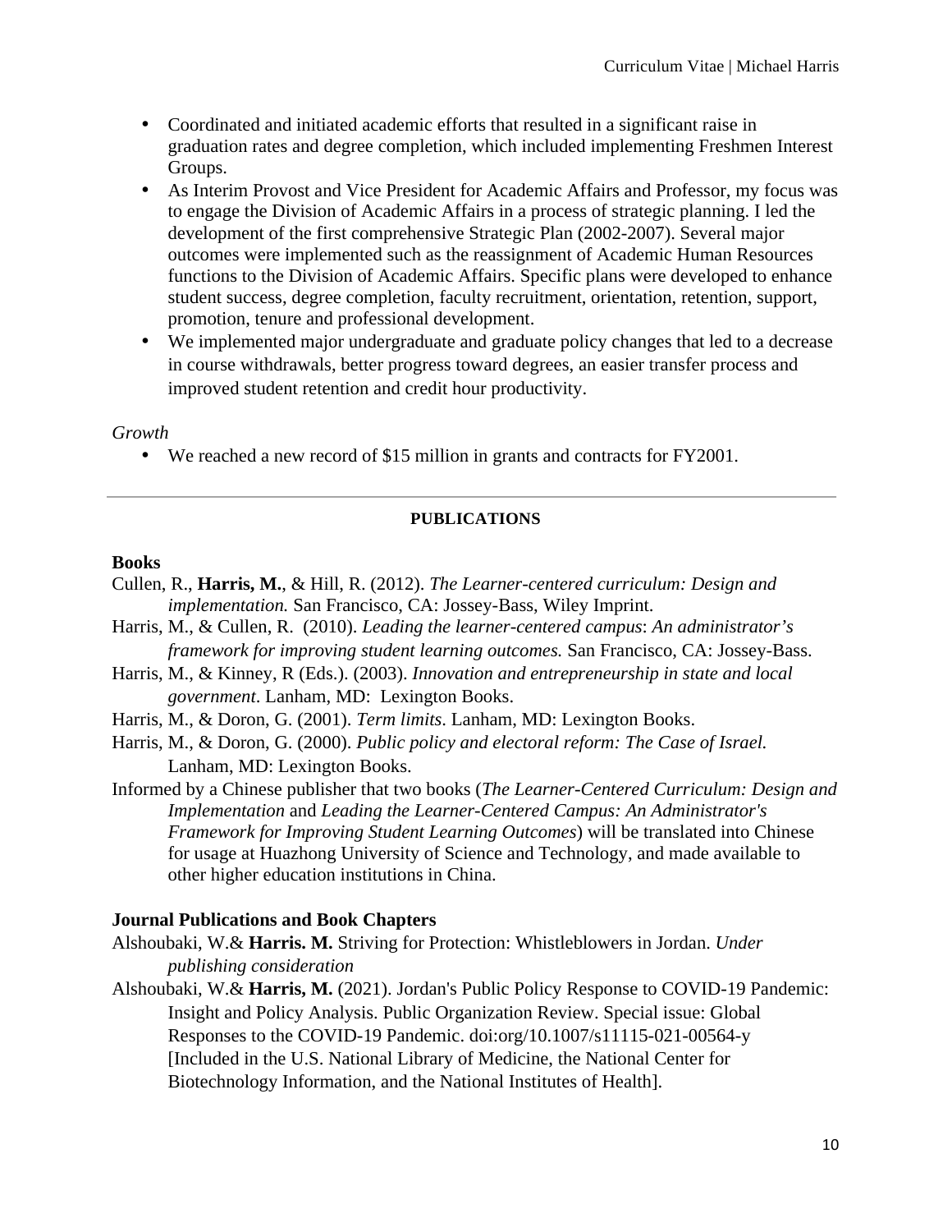- Coordinated and initiated academic efforts that resulted in a significant raise in graduation rates and degree completion, which included implementing Freshmen Interest Groups.
- As Interim Provost and Vice President for Academic Affairs and Professor, my focus was to engage the Division of Academic Affairs in a process of strategic planning. I led the development of the first comprehensive Strategic Plan (2002-2007). Several major outcomes were implemented such as the reassignment of Academic Human Resources functions to the Division of Academic Affairs. Specific plans were developed to enhance student success, degree completion, faculty recruitment, orientation, retention, support, promotion, tenure and professional development.
- We implemented major undergraduate and graduate policy changes that led to a decrease in course withdrawals, better progress toward degrees, an easier transfer process and improved student retention and credit hour productivity.

*Growth*

- We reached a new record of $15 million in grants and contracts for FY2001.

---

## PUBLICATIONS

### Books

Cullen, R., **Harris, M.**, & Hill, R. (2012). *The Learner-centered curriculum: Design and implementation.* San Francisco, CA: Jossey-Bass, Wiley Imprint.

Harris, M., & Cullen, R. (2010). *Leading the learner-centered campus*: *An administrator's framework for improving student learning outcomes.* San Francisco, CA: Jossey-Bass.

Harris, M., & Kinney, R (Eds.). (2003). *Innovation and entrepreneurship in state and local government*. Lanham, MD: Lexington Books.

Harris, M., & Doron, G. (2001). *Term limits*. Lanham, MD: Lexington Books.

Harris, M., & Doron, G. (2000). *Public policy and electoral reform: The Case of Israel.* Lanham, MD: Lexington Books.

Informed by a Chinese publisher that two books (*The Learner-Centered Curriculum: Design and Implementation* and *Leading the Learner-Centered Campus: An Administrator's Framework for Improving Student Learning Outcomes*) will be translated into Chinese for usage at Huazhong University of Science and Technology, and made available to other higher education institutions in China.

### Journal Publications and Book Chapters

Alshoubaki, W.& **Harris. M.** Striving for Protection: Whistleblowers in Jordan. *Under publishing consideration*

Alshoubaki, W.& **Harris, M.** (2021). Jordan's Public Policy Response to COVID-19 Pandemic: Insight and Policy Analysis. Public Organization Review. Special issue: Global Responses to the COVID-19 Pandemic. doi:org/10.1007/s11115-021-00564-y [Included in the U.S. National Library of Medicine, the National Center for Biotechnology Information, and the National Institutes of Health].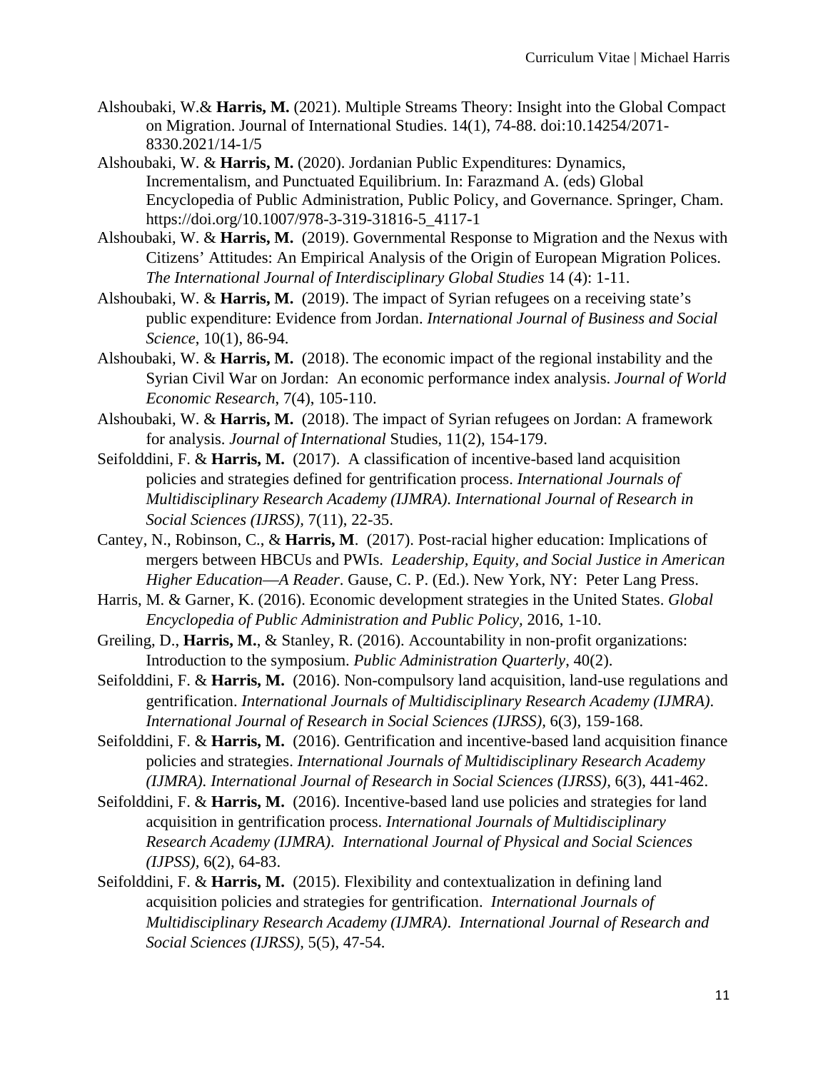Alshoubaki, W.& **Harris, M.** (2021). Multiple Streams Theory: Insight into the Global Compact on Migration. Journal of International Studies. 14(1), 74-88. doi:10.14254/2071-8330.2021/14-1/5

Alshoubaki, W. & **Harris, M.** (2020). Jordanian Public Expenditures: Dynamics, Incrementalism, and Punctuated Equilibrium. In: Farazmand A. (eds) Global Encyclopedia of Public Administration, Public Policy, and Governance. Springer, Cham. https://doi.org/10.1007/978-3-319-31816-5_4117-1

Alshoubaki, W. & **Harris, M.** (2019). Governmental Response to Migration and the Nexus with Citizens' Attitudes: An Empirical Analysis of the Origin of European Migration Polices. *The International Journal of Interdisciplinary Global Studies* 14 (4): 1-11.

Alshoubaki, W. & **Harris, M.** (2019). The impact of Syrian refugees on a receiving state's public expenditure: Evidence from Jordan. *International Journal of Business and Social Science*, 10(1), 86-94.

Alshoubaki, W. & **Harris, M.** (2018). The economic impact of the regional instability and the Syrian Civil War on Jordan: An economic performance index analysis. *Journal of World Economic Research*, 7(4), 105-110.

Alshoubaki, W. & **Harris, M.** (2018). The impact of Syrian refugees on Jordan: A framework for analysis. *Journal of International* Studies, 11(2), 154-179.

Seifolddini, F. & **Harris, M.** (2017). A classification of incentive-based land acquisition policies and strategies defined for gentrification process. *International Journals of Multidisciplinary Research Academy (IJMRA). International Journal of Research in Social Sciences (IJRSS),* 7(11), 22-35.

Cantey, N., Robinson, C., & **Harris, M**. (2017). Post-racial higher education: Implications of mergers between HBCUs and PWIs. *Leadership, Equity, and Social Justice in American Higher Education—A Reader*. Gause, C. P. (Ed.). New York, NY: Peter Lang Press.

Harris, M. & Garner, K. (2016). Economic development strategies in the United States. *Global Encyclopedia of Public Administration and Public Policy*, 2016, 1-10.

Greiling, D., **Harris, M.**, & Stanley, R. (2016). Accountability in non-profit organizations: Introduction to the symposium. *Public Administration Quarterly*, 40(2).

Seifolddini, F. & **Harris, M.** (2016). Non-compulsory land acquisition, land-use regulations and gentrification. *International Journals of Multidisciplinary Research Academy (IJMRA). International Journal of Research in Social Sciences (IJRSS),* 6(3), 159-168.

Seifolddini, F. & **Harris, M.** (2016). Gentrification and incentive-based land acquisition finance policies and strategies. *International Journals of Multidisciplinary Research Academy (IJMRA). International Journal of Research in Social Sciences (IJRSS),* 6(3), 441-462.

Seifolddini, F. & **Harris, M.** (2016). Incentive-based land use policies and strategies for land acquisition in gentrification process. *International Journals of Multidisciplinary Research Academy (IJMRA). International Journal of Physical and Social Sciences (IJPSS),* 6(2), 64-83.

Seifolddini, F. & **Harris, M.** (2015). Flexibility and contextualization in defining land acquisition policies and strategies for gentrification. *International Journals of Multidisciplinary Research Academy (IJMRA). International Journal of Research and Social Sciences (IJRSS),* 5(5), 47-54.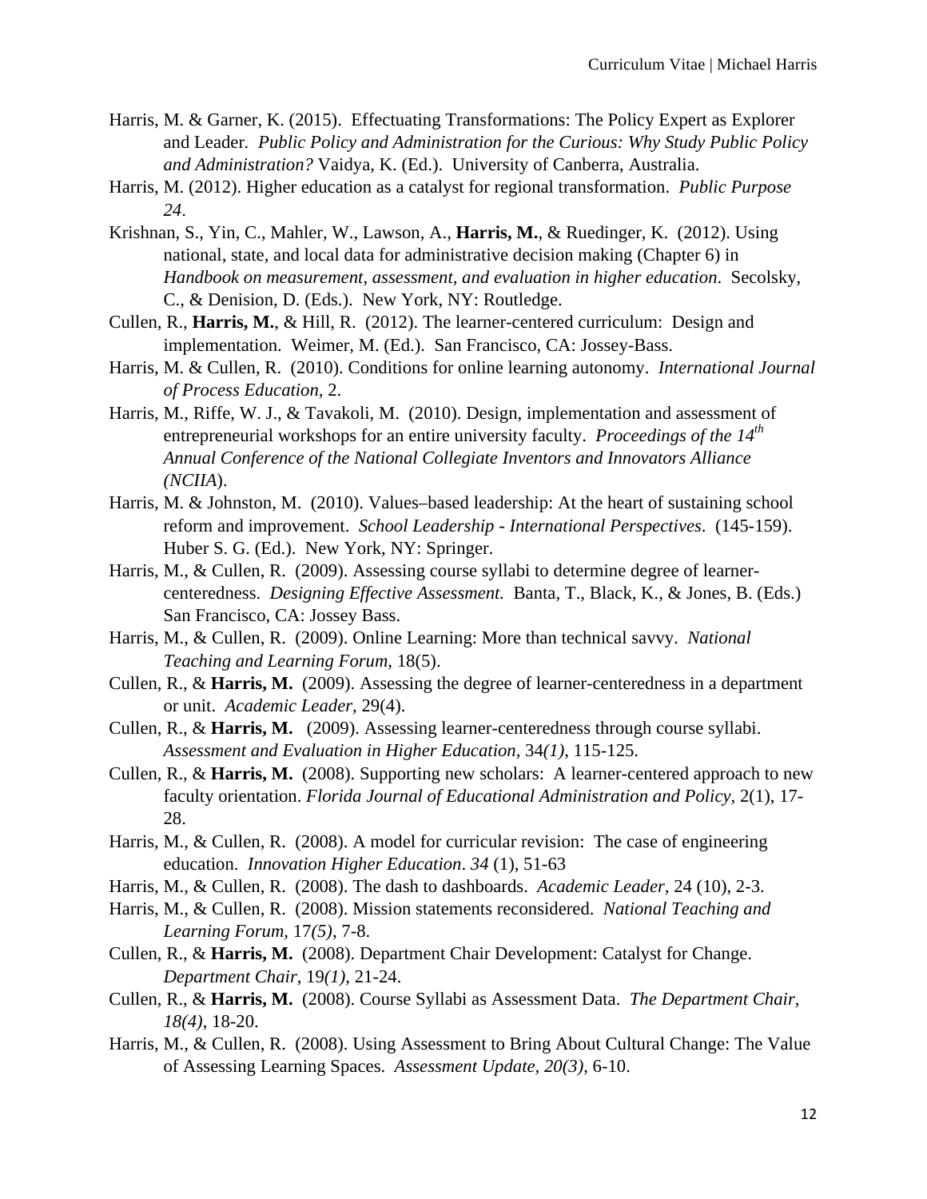Harris, M. & Garner, K. (2015). Effectuating Transformations: The Policy Expert as Explorer and Leader. *Public Policy and Administration for the Curious: Why Study Public Policy and Administration?* Vaidya, K. (Ed.). University of Canberra, Australia.

Harris, M. (2012). Higher education as a catalyst for regional transformation. *Public Purpose 24*.

Krishnan, S., Yin, C., Mahler, W., Lawson, A., **Harris, M.**, & Ruedinger, K. (2012). Using national, state, and local data for administrative decision making (Chapter 6) in *Handbook on measurement, assessment, and evaluation in higher education*. Secolsky, C., & Denision, D. (Eds.). New York, NY: Routledge.

Cullen, R., **Harris, M.**, & Hill, R. (2012). The learner-centered curriculum: Design and implementation. Weimer, M. (Ed.). San Francisco, CA: Jossey-Bass.

Harris, M. & Cullen, R. (2010). Conditions for online learning autonomy. *International Journal of Process Education,* 2.

Harris, M., Riffe, W. J., & Tavakoli, M. (2010). Design, implementation and assessment of entrepreneurial workshops for an entire university faculty. *Proceedings of the 14th Annual Conference of the National Collegiate Inventors and Innovators Alliance (NCIIA*).

Harris, M. & Johnston, M. (2010). Values–based leadership: At the heart of sustaining school reform and improvement. *School Leadership - International Perspectives*. (145-159). Huber S. G. (Ed.). New York, NY: Springer.

Harris, M., & Cullen, R. (2009). Assessing course syllabi to determine degree of learner-centeredness. *Designing Effective Assessment.* Banta, T., Black, K., & Jones, B. (Eds.) San Francisco, CA: Jossey Bass.

Harris, M., & Cullen, R. (2009). Online Learning: More than technical savvy. *National Teaching and Learning Forum*, 18(5).

Cullen, R., & **Harris, M.** (2009). Assessing the degree of learner-centeredness in a department or unit. *Academic Leader*, 29(4).

Cullen, R., & **Harris, M.** (2009). Assessing learner-centeredness through course syllabi. *Assessment and Evaluation in Higher Education,* 34*(1)*, 115-125.

Cullen, R., & **Harris, M.** (2008). Supporting new scholars: A learner-centered approach to new faculty orientation. *Florida Journal of Educational Administration and Policy,* 2(1), 17-28.

Harris, M., & Cullen, R. (2008). A model for curricular revision: The case of engineering education. *Innovation Higher Education*. *34* (1), 51-63

Harris, M., & Cullen, R. (2008). The dash to dashboards. *Academic Leader,* 24 (10), 2-3.

Harris, M., & Cullen, R. (2008). Mission statements reconsidered. *National Teaching and Learning Forum,* 17*(5)*, 7-8.

Cullen, R., & **Harris, M.** (2008). Department Chair Development: Catalyst for Change. *Department Chair,* 19*(1)*, 21-24.

Cullen, R., & **Harris, M.** (2008). Course Syllabi as Assessment Data. *The Department Chair, 18(4)*, 18-20.

Harris, M., & Cullen, R. (2008). Using Assessment to Bring About Cultural Change: The Value of Assessing Learning Spaces. *Assessment Update, 20(3)*, 6-10.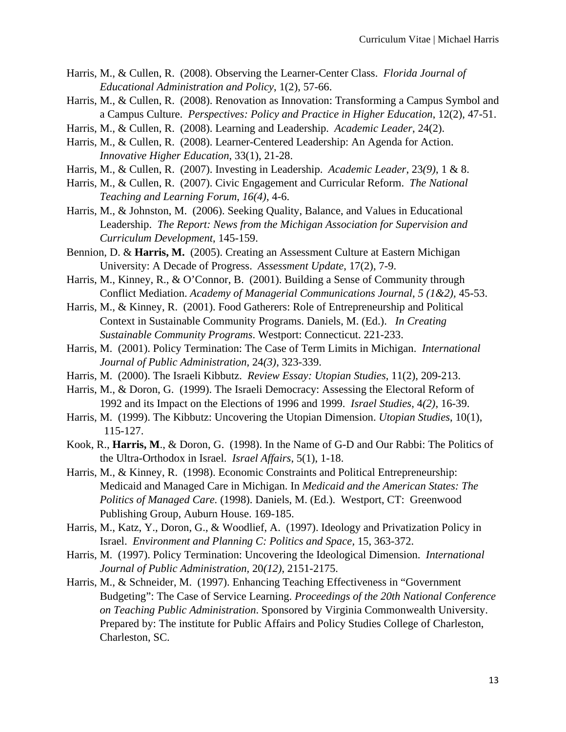Harris, M., & Cullen, R. (2008). Observing the Learner-Center Class. *Florida Journal of Educational Administration and Policy*, 1(2), 57-66.

Harris, M., & Cullen, R. (2008). Renovation as Innovation: Transforming a Campus Symbol and a Campus Culture. *Perspectives: Policy and Practice in Higher Education*, 12(2), 47-51.

Harris, M., & Cullen, R. (2008). Learning and Leadership. *Academic Leader*, 24(2).

Harris, M., & Cullen, R. (2008). Learner-Centered Leadership: An Agenda for Action. *Innovative Higher Education*, 33(1), 21-28.

Harris, M., & Cullen, R. (2007). Investing in Leadership. *Academic Leader*, 23*(9)*, 1 & 8.

Harris, M., & Cullen, R. (2007). Civic Engagement and Curricular Reform. *The National Teaching and Learning Forum*, *16(4)*, 4-6.

Harris, M., & Johnston, M. (2006). Seeking Quality, Balance, and Values in Educational Leadership. *The Report: News from the Michigan Association for Supervision and Curriculum Development*, 145-159.

Bennion, D. & **Harris, M.** (2005). Creating an Assessment Culture at Eastern Michigan University: A Decade of Progress. *Assessment Update,* 17(2), 7-9.

Harris, M., Kinney, R., & O'Connor, B. (2001). Building a Sense of Community through Conflict Mediation. *Academy of Managerial Communications Journal*, *5 (1&2),* 45-53.

Harris, M., & Kinney, R. (2001). Food Gatherers: Role of Entrepreneurship and Political Context in Sustainable Community Programs. Daniels, M. (Ed.). *In Creating Sustainable Community Programs*. Westport: Connecticut. 221-233.

Harris, M. (2001). Policy Termination: The Case of Term Limits in Michigan. *International Journal of Public Administration,* 24*(3)*, 323-339.

Harris, M. (2000). The Israeli Kibbutz. *Review Essay: Utopian Studies*, 11(2), 209-213.

Harris, M., & Doron, G. (1999). The Israeli Democracy: Assessing the Electoral Reform of 1992 and its Impact on the Elections of 1996 and 1999. *Israel Studies*, 4*(2),* 16-39.

Harris, M. (1999). The Kibbutz: Uncovering the Utopian Dimension. *Utopian Studies*, 10(1), 115-127.

Kook, R., **Harris, M**., & Doron, G. (1998). In the Name of G-D and Our Rabbi: The Politics of the Ultra-Orthodox in Israel. *Israel Affairs*, 5(1), 1-18.

Harris, M., & Kinney, R. (1998). Economic Constraints and Political Entrepreneurship: Medicaid and Managed Care in Michigan. In *Medicaid and the American States: The Politics of Managed Care*. (1998). Daniels, M. (Ed.). Westport, CT: Greenwood Publishing Group, Auburn House. 169-185.

Harris, M., Katz, Y., Doron, G., & Woodlief, A. (1997). Ideology and Privatization Policy in Israel. *Environment and Planning C: Politics and Space,* 15, 363-372.

Harris, M. (1997). Policy Termination: Uncovering the Ideological Dimension. *International Journal of Public Administration*, 20*(12)*, 2151-2175.

Harris, M., & Schneider, M. (1997). Enhancing Teaching Effectiveness in "Government Budgeting": The Case of Service Learning. *Proceedings of the 20th National Conference on Teaching Public Administration*. Sponsored by Virginia Commonwealth University. Prepared by: The institute for Public Affairs and Policy Studies College of Charleston, Charleston, SC.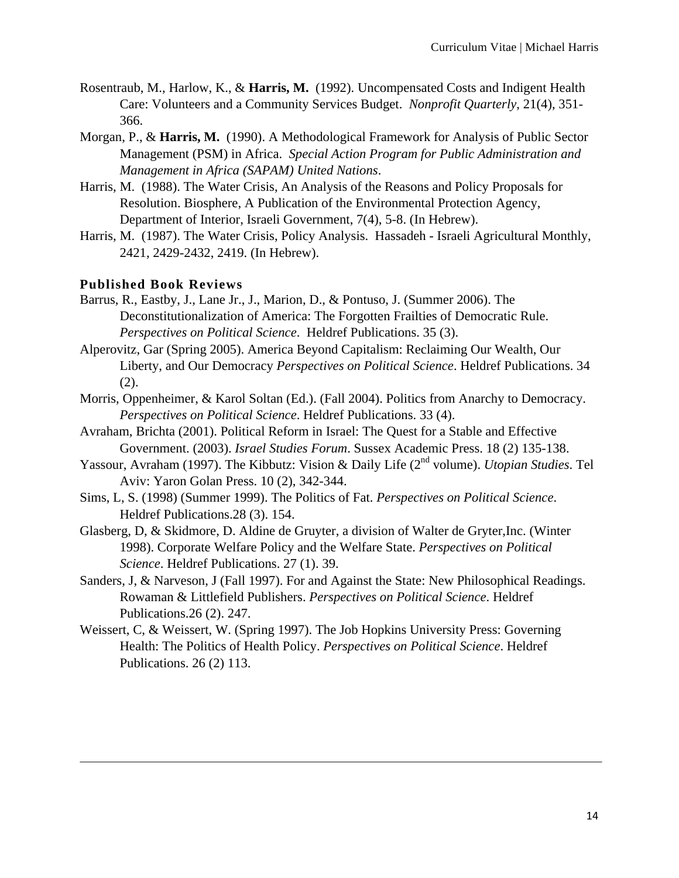Rosentraub, M., Harlow, K., & **Harris, M.** (1992). Uncompensated Costs and Indigent Health Care: Volunteers and a Community Services Budget. *Nonprofit Quarterly*, 21(4), 351-366.

Morgan, P., & **Harris, M.** (1990). A Methodological Framework for Analysis of Public Sector Management (PSM) in Africa. *Special Action Program for Public Administration and Management in Africa (SAPAM) United Nations*.

Harris, M. (1988). The Water Crisis, An Analysis of the Reasons and Policy Proposals for Resolution. Biosphere, A Publication of the Environmental Protection Agency, Department of Interior, Israeli Government, 7(4), 5-8. (In Hebrew).

Harris, M. (1987). The Water Crisis, Policy Analysis. Hassadeh - Israeli Agricultural Monthly, 2421, 2429-2432, 2419. (In Hebrew).

### Published Book Reviews

Barrus, R., Eastby, J., Lane Jr., J., Marion, D., & Pontuso, J. (Summer 2006). The Deconstitutionalization of America: The Forgotten Frailties of Democratic Rule. *Perspectives on Political Science*. Heldref Publications. 35 (3).

Alperovitz, Gar (Spring 2005). America Beyond Capitalism: Reclaiming Our Wealth, Our Liberty, and Our Democracy *Perspectives on Political Science*. Heldref Publications. 34 (2).

Morris, Oppenheimer, & Karol Soltan (Ed.). (Fall 2004). Politics from Anarchy to Democracy. *Perspectives on Political Science*. Heldref Publications. 33 (4).

Avraham, Brichta (2001). Political Reform in Israel: The Quest for a Stable and Effective Government. (2003). *Israel Studies Forum*. Sussex Academic Press. 18 (2) 135-138.

Yassour, Avraham (1997). The Kibbutz: Vision & Daily Life (2nd volume). *Utopian Studies*. Tel Aviv: Yaron Golan Press. 10 (2), 342-344.

Sims, L, S. (1998) (Summer 1999). The Politics of Fat. *Perspectives on Political Science*. Heldref Publications.28 (3). 154.

Glasberg, D, & Skidmore, D. Aldine de Gruyter, a division of Walter de Gryter,Inc. (Winter 1998). Corporate Welfare Policy and the Welfare State. *Perspectives on Political Science*. Heldref Publications. 27 (1). 39.

Sanders, J, & Narveson, J (Fall 1997). For and Against the State: New Philosophical Readings. Rowaman & Littlefield Publishers. *Perspectives on Political Science*. Heldref Publications.26 (2). 247.

Weissert, C, & Weissert, W. (Spring 1997). The Job Hopkins University Press: Governing Health: The Politics of Health Policy. *Perspectives on Political Science*. Heldref Publications. 26 (2) 113.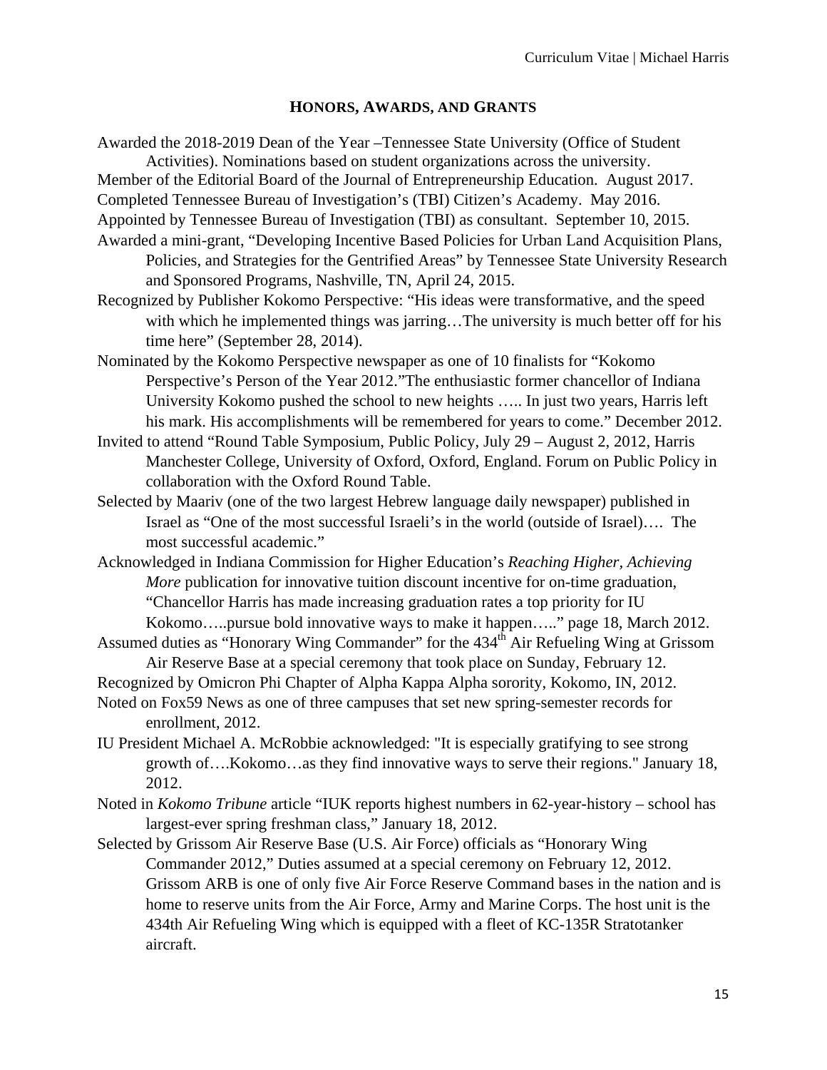## HONORS, AWARDS, AND GRANTS

Awarded the 2018-2019 Dean of the Year –Tennessee State University (Office of Student Activities). Nominations based on student organizations across the university.

Member of the Editorial Board of the Journal of Entrepreneurship Education. August 2017.

Completed Tennessee Bureau of Investigation's (TBI) Citizen's Academy. May 2016.

Appointed by Tennessee Bureau of Investigation (TBI) as consultant. September 10, 2015.

Awarded a mini-grant, "Developing Incentive Based Policies for Urban Land Acquisition Plans, Policies, and Strategies for the Gentrified Areas" by Tennessee State University Research and Sponsored Programs, Nashville, TN, April 24, 2015.

Recognized by Publisher Kokomo Perspective: "His ideas were transformative, and the speed with which he implemented things was jarring…The university is much better off for his time here" (September 28, 2014).

Nominated by the Kokomo Perspective newspaper as one of 10 finalists for "Kokomo Perspective's Person of the Year 2012."The enthusiastic former chancellor of Indiana University Kokomo pushed the school to new heights ….. In just two years, Harris left his mark. His accomplishments will be remembered for years to come." December 2012.

Invited to attend "Round Table Symposium, Public Policy, July 29 – August 2, 2012, Harris Manchester College, University of Oxford, Oxford, England. Forum on Public Policy in collaboration with the Oxford Round Table.

Selected by Maariv (one of the two largest Hebrew language daily newspaper) published in Israel as "One of the most successful Israeli's in the world (outside of Israel)…. The most successful academic."

Acknowledged in Indiana Commission for Higher Education's *Reaching Higher, Achieving More* publication for innovative tuition discount incentive for on-time graduation, "Chancellor Harris has made increasing graduation rates a top priority for IU Kokomo…..pursue bold innovative ways to make it happen….." page 18, March 2012.

Assumed duties as "Honorary Wing Commander" for the 434th Air Refueling Wing at Grissom Air Reserve Base at a special ceremony that took place on Sunday, February 12.

Recognized by Omicron Phi Chapter of Alpha Kappa Alpha sorority, Kokomo, IN, 2012.

Noted on Fox59 News as one of three campuses that set new spring-semester records for enrollment, 2012.

IU President Michael A. McRobbie acknowledged: "It is especially gratifying to see strong growth of….Kokomo…as they find innovative ways to serve their regions." January 18, 2012.

Noted in *Kokomo Tribune* article "IUK reports highest numbers in 62-year-history – school has largest-ever spring freshman class," January 18, 2012.

Selected by Grissom Air Reserve Base (U.S. Air Force) officials as "Honorary Wing Commander 2012," Duties assumed at a special ceremony on February 12, 2012. Grissom ARB is one of only five Air Force Reserve Command bases in the nation and is home to reserve units from the Air Force, Army and Marine Corps. The host unit is the 434th Air Refueling Wing which is equipped with a fleet of KC-135R Stratotanker aircraft.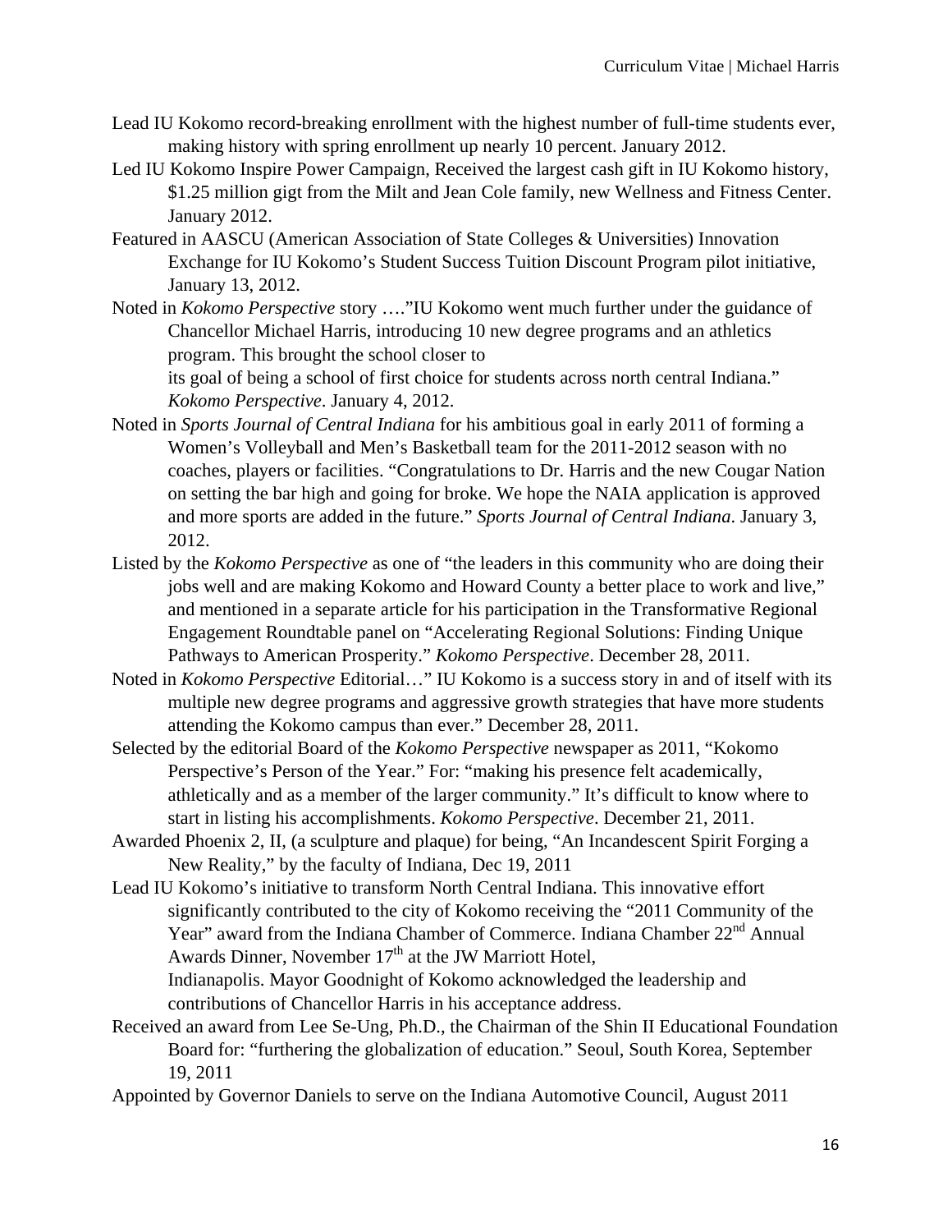Lead IU Kokomo record-breaking enrollment with the highest number of full-time students ever, making history with spring enrollment up nearly 10 percent. January 2012.

Led IU Kokomo Inspire Power Campaign, Received the largest cash gift in IU Kokomo history, \$1.25 million gigt from the Milt and Jean Cole family, new Wellness and Fitness Center. January 2012.

Featured in AASCU (American Association of State Colleges & Universities) Innovation Exchange for IU Kokomo's Student Success Tuition Discount Program pilot initiative, January 13, 2012.

Noted in *Kokomo Perspective* story …."IU Kokomo went much further under the guidance of Chancellor Michael Harris, introducing 10 new degree programs and an athletics program. This brought the school closer to its goal of being a school of first choice for students across north central Indiana." *Kokomo Perspective*. January 4, 2012.

Noted in *Sports Journal of Central Indiana* for his ambitious goal in early 2011 of forming a Women's Volleyball and Men's Basketball team for the 2011-2012 season with no coaches, players or facilities. "Congratulations to Dr. Harris and the new Cougar Nation on setting the bar high and going for broke. We hope the NAIA application is approved and more sports are added in the future." *Sports Journal of Central Indiana*. January 3, 2012.

Listed by the *Kokomo Perspective* as one of "the leaders in this community who are doing their jobs well and are making Kokomo and Howard County a better place to work and live," and mentioned in a separate article for his participation in the Transformative Regional Engagement Roundtable panel on "Accelerating Regional Solutions: Finding Unique Pathways to American Prosperity." *Kokomo Perspective*. December 28, 2011.

Noted in *Kokomo Perspective* Editorial…" IU Kokomo is a success story in and of itself with its multiple new degree programs and aggressive growth strategies that have more students attending the Kokomo campus than ever." December 28, 2011.

Selected by the editorial Board of the *Kokomo Perspective* newspaper as 2011, "Kokomo Perspective's Person of the Year." For: "making his presence felt academically, athletically and as a member of the larger community." It's difficult to know where to start in listing his accomplishments. *Kokomo Perspective*. December 21, 2011.

Awarded Phoenix 2, II, (a sculpture and plaque) for being, "An Incandescent Spirit Forging a New Reality," by the faculty of Indiana, Dec 19, 2011

Lead IU Kokomo's initiative to transform North Central Indiana. This innovative effort significantly contributed to the city of Kokomo receiving the "2011 Community of the Year" award from the Indiana Chamber of Commerce. Indiana Chamber 22nd Annual Awards Dinner, November 17th at the JW Marriott Hotel, Indianapolis. Mayor Goodnight of Kokomo acknowledged the leadership and contributions of Chancellor Harris in his acceptance address.

Received an award from Lee Se-Ung, Ph.D., the Chairman of the Shin II Educational Foundation Board for: "furthering the globalization of education." Seoul, South Korea, September 19, 2011

Appointed by Governor Daniels to serve on the Indiana Automotive Council, August 2011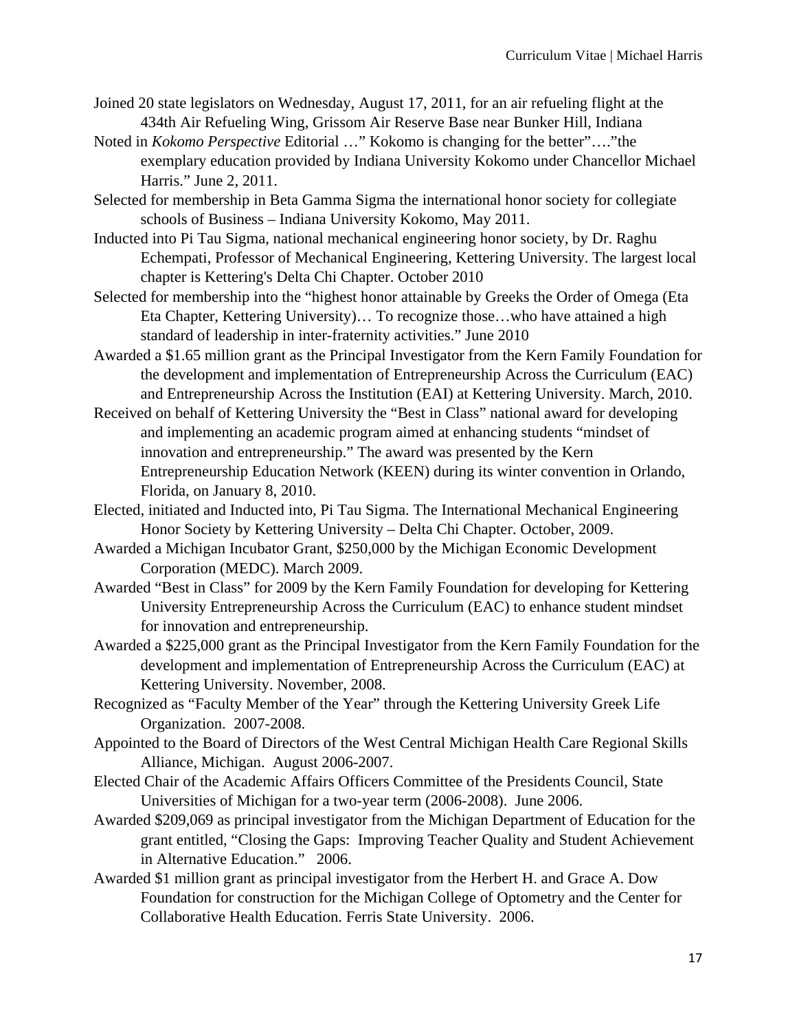Joined 20 state legislators on Wednesday, August 17, 2011, for an air refueling flight at the 434th Air Refueling Wing, Grissom Air Reserve Base near Bunker Hill, Indiana

Noted in *Kokomo Perspective* Editorial …" Kokomo is changing for the better"…."the exemplary education provided by Indiana University Kokomo under Chancellor Michael Harris." June 2, 2011.

Selected for membership in Beta Gamma Sigma the international honor society for collegiate schools of Business – Indiana University Kokomo, May 2011.

Inducted into Pi Tau Sigma, national mechanical engineering honor society, by Dr. Raghu Echempati, Professor of Mechanical Engineering, Kettering University. The largest local chapter is Kettering's Delta Chi Chapter. October 2010

Selected for membership into the "highest honor attainable by Greeks the Order of Omega (Eta Eta Chapter, Kettering University)… To recognize those…who have attained a high standard of leadership in inter-fraternity activities." June 2010

Awarded a $1.65 million grant as the Principal Investigator from the Kern Family Foundation for the development and implementation of Entrepreneurship Across the Curriculum (EAC) and Entrepreneurship Across the Institution (EAI) at Kettering University. March, 2010.

Received on behalf of Kettering University the "Best in Class" national award for developing and implementing an academic program aimed at enhancing students "mindset of innovation and entrepreneurship." The award was presented by the Kern Entrepreneurship Education Network (KEEN) during its winter convention in Orlando, Florida, on January 8, 2010.

Elected, initiated and Inducted into, Pi Tau Sigma. The International Mechanical Engineering Honor Society by Kettering University – Delta Chi Chapter. October, 2009.

Awarded a Michigan Incubator Grant, $250,000 by the Michigan Economic Development Corporation (MEDC). March 2009.

Awarded "Best in Class" for 2009 by the Kern Family Foundation for developing for Kettering University Entrepreneurship Across the Curriculum (EAC) to enhance student mindset for innovation and entrepreneurship.

Awarded a $225,000 grant as the Principal Investigator from the Kern Family Foundation for the development and implementation of Entrepreneurship Across the Curriculum (EAC) at Kettering University. November, 2008.

Recognized as "Faculty Member of the Year" through the Kettering University Greek Life Organization. 2007-2008.

Appointed to the Board of Directors of the West Central Michigan Health Care Regional Skills Alliance, Michigan. August 2006-2007.

Elected Chair of the Academic Affairs Officers Committee of the Presidents Council, State Universities of Michigan for a two-year term (2006-2008). June 2006.

Awarded $209,069 as principal investigator from the Michigan Department of Education for the grant entitled, "Closing the Gaps: Improving Teacher Quality and Student Achievement in Alternative Education." 2006.

Awarded $1 million grant as principal investigator from the Herbert H. and Grace A. Dow Foundation for construction for the Michigan College of Optometry and the Center for Collaborative Health Education. Ferris State University. 2006.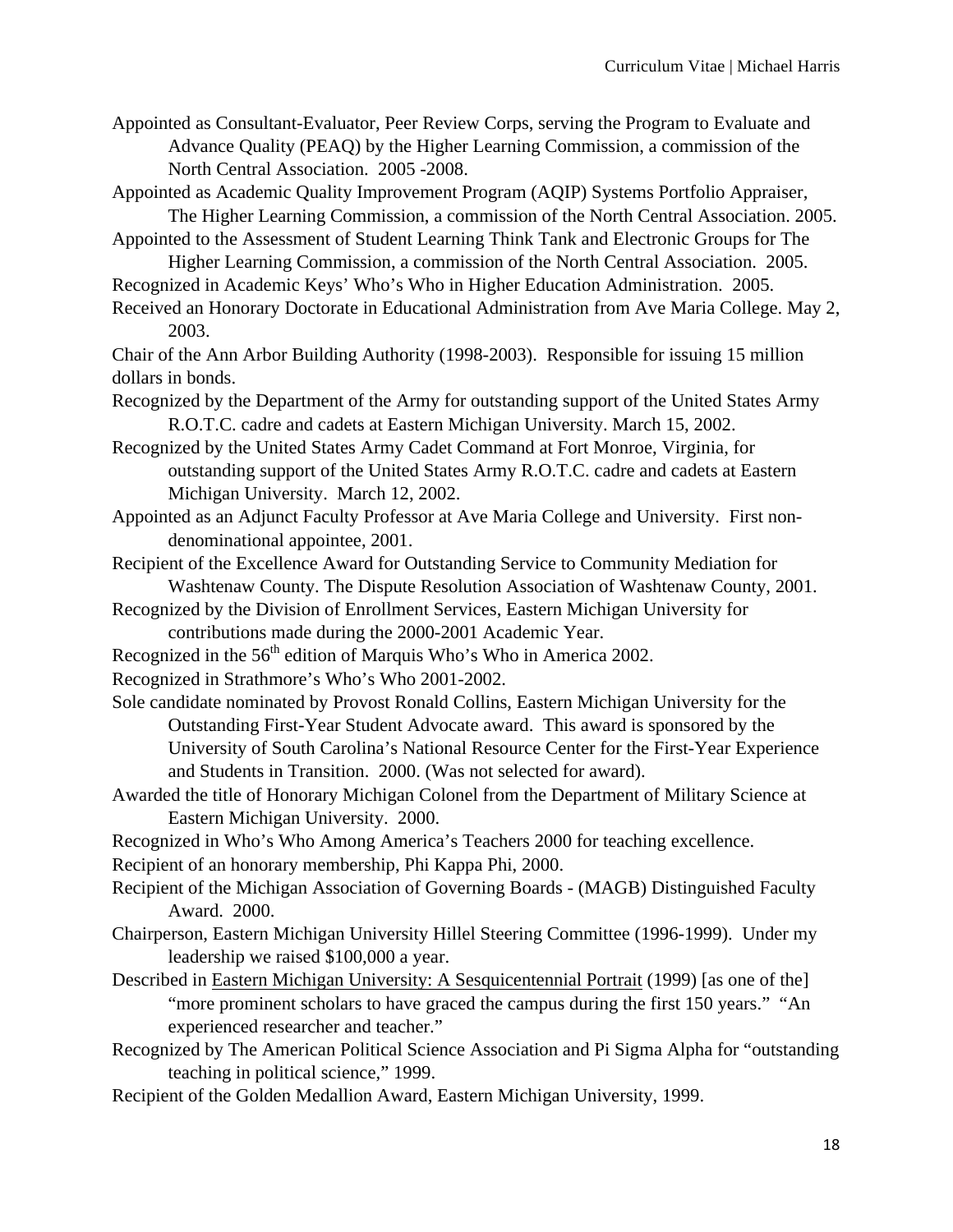Appointed as Consultant-Evaluator, Peer Review Corps, serving the Program to Evaluate and Advance Quality (PEAQ) by the Higher Learning Commission, a commission of the North Central Association. 2005 -2008.

Appointed as Academic Quality Improvement Program (AQIP) Systems Portfolio Appraiser, The Higher Learning Commission, a commission of the North Central Association. 2005.

Appointed to the Assessment of Student Learning Think Tank and Electronic Groups for The Higher Learning Commission, a commission of the North Central Association. 2005.

Recognized in Academic Keys' Who's Who in Higher Education Administration. 2005.

Received an Honorary Doctorate in Educational Administration from Ave Maria College. May 2, 2003.

Chair of the Ann Arbor Building Authority (1998-2003). Responsible for issuing 15 million dollars in bonds.

Recognized by the Department of the Army for outstanding support of the United States Army R.O.T.C. cadre and cadets at Eastern Michigan University. March 15, 2002.

Recognized by the United States Army Cadet Command at Fort Monroe, Virginia, for outstanding support of the United States Army R.O.T.C. cadre and cadets at Eastern Michigan University. March 12, 2002.

Appointed as an Adjunct Faculty Professor at Ave Maria College and University. First non-denominational appointee, 2001.

Recipient of the Excellence Award for Outstanding Service to Community Mediation for Washtenaw County. The Dispute Resolution Association of Washtenaw County, 2001.

Recognized by the Division of Enrollment Services, Eastern Michigan University for contributions made during the 2000-2001 Academic Year.

Recognized in the 56th edition of Marquis Who's Who in America 2002.

Recognized in Strathmore's Who's Who 2001-2002.

Sole candidate nominated by Provost Ronald Collins, Eastern Michigan University for the Outstanding First-Year Student Advocate award. This award is sponsored by the University of South Carolina's National Resource Center for the First-Year Experience and Students in Transition. 2000. (Was not selected for award).

Awarded the title of Honorary Michigan Colonel from the Department of Military Science at Eastern Michigan University. 2000.

Recognized in Who's Who Among America's Teachers 2000 for teaching excellence.

Recipient of an honorary membership, Phi Kappa Phi, 2000.

Recipient of the Michigan Association of Governing Boards - (MAGB) Distinguished Faculty Award. 2000.

Chairperson, Eastern Michigan University Hillel Steering Committee (1996-1999). Under my leadership we raised $100,000 a year.

Described in Eastern Michigan University: A Sesquicentennial Portrait (1999) [as one of the] "more prominent scholars to have graced the campus during the first 150 years." "An experienced researcher and teacher."

Recognized by The American Political Science Association and Pi Sigma Alpha for "outstanding teaching in political science," 1999.

Recipient of the Golden Medallion Award, Eastern Michigan University, 1999.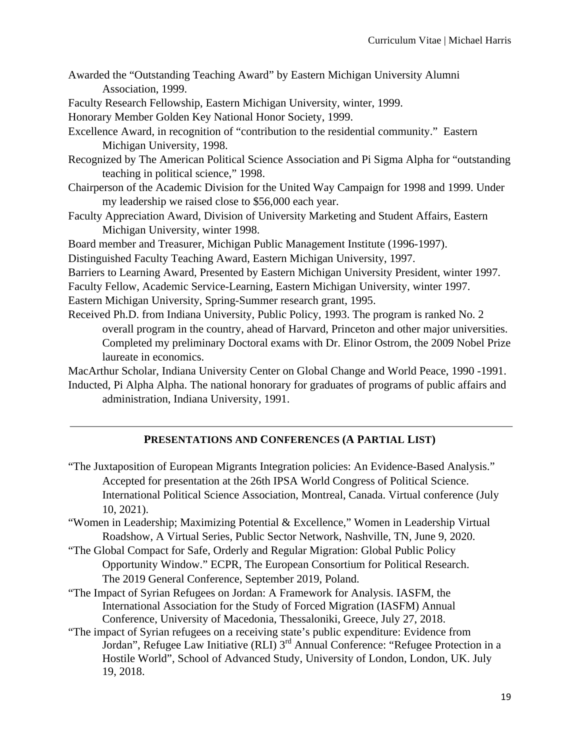Awarded the "Outstanding Teaching Award" by Eastern Michigan University Alumni Association, 1999.

Faculty Research Fellowship, Eastern Michigan University, winter, 1999.

Honorary Member Golden Key National Honor Society, 1999.

Excellence Award, in recognition of "contribution to the residential community." Eastern Michigan University, 1998.

Recognized by The American Political Science Association and Pi Sigma Alpha for "outstanding teaching in political science," 1998.

Chairperson of the Academic Division for the United Way Campaign for 1998 and 1999. Under my leadership we raised close to $56,000 each year.

Faculty Appreciation Award, Division of University Marketing and Student Affairs, Eastern Michigan University, winter 1998.

Board member and Treasurer, Michigan Public Management Institute (1996-1997).

Distinguished Faculty Teaching Award, Eastern Michigan University, 1997.

Barriers to Learning Award, Presented by Eastern Michigan University President, winter 1997.

Faculty Fellow, Academic Service-Learning, Eastern Michigan University, winter 1997.

Eastern Michigan University, Spring-Summer research grant, 1995.

Received Ph.D. from Indiana University, Public Policy, 1993. The program is ranked No. 2 overall program in the country, ahead of Harvard, Princeton and other major universities. Completed my preliminary Doctoral exams with Dr. Elinor Ostrom, the 2009 Nobel Prize laureate in economics.

MacArthur Scholar, Indiana University Center on Global Change and World Peace, 1990 -1991.

Inducted, Pi Alpha Alpha. The national honorary for graduates of programs of public affairs and administration, Indiana University, 1991.

---

## PRESENTATIONS AND CONFERENCES (A PARTIAL LIST)

"The Juxtaposition of European Migrants Integration policies: An Evidence-Based Analysis." Accepted for presentation at the 26th IPSA World Congress of Political Science. International Political Science Association, Montreal, Canada. Virtual conference (July 10, 2021).

"Women in Leadership; Maximizing Potential & Excellence," Women in Leadership Virtual Roadshow, A Virtual Series, Public Sector Network, Nashville, TN, June 9, 2020.

"The Global Compact for Safe, Orderly and Regular Migration: Global Public Policy Opportunity Window." ECPR, The European Consortium for Political Research. The 2019 General Conference, September 2019, Poland.

"The Impact of Syrian Refugees on Jordan: A Framework for Analysis. IASFM, the International Association for the Study of Forced Migration (IASFM) Annual Conference, University of Macedonia, Thessaloniki, Greece, July 27, 2018.

"The impact of Syrian refugees on a receiving state's public expenditure: Evidence from Jordan", Refugee Law Initiative (RLI) 3rd Annual Conference: "Refugee Protection in a Hostile World", School of Advanced Study, University of London, London, UK. July 19, 2018.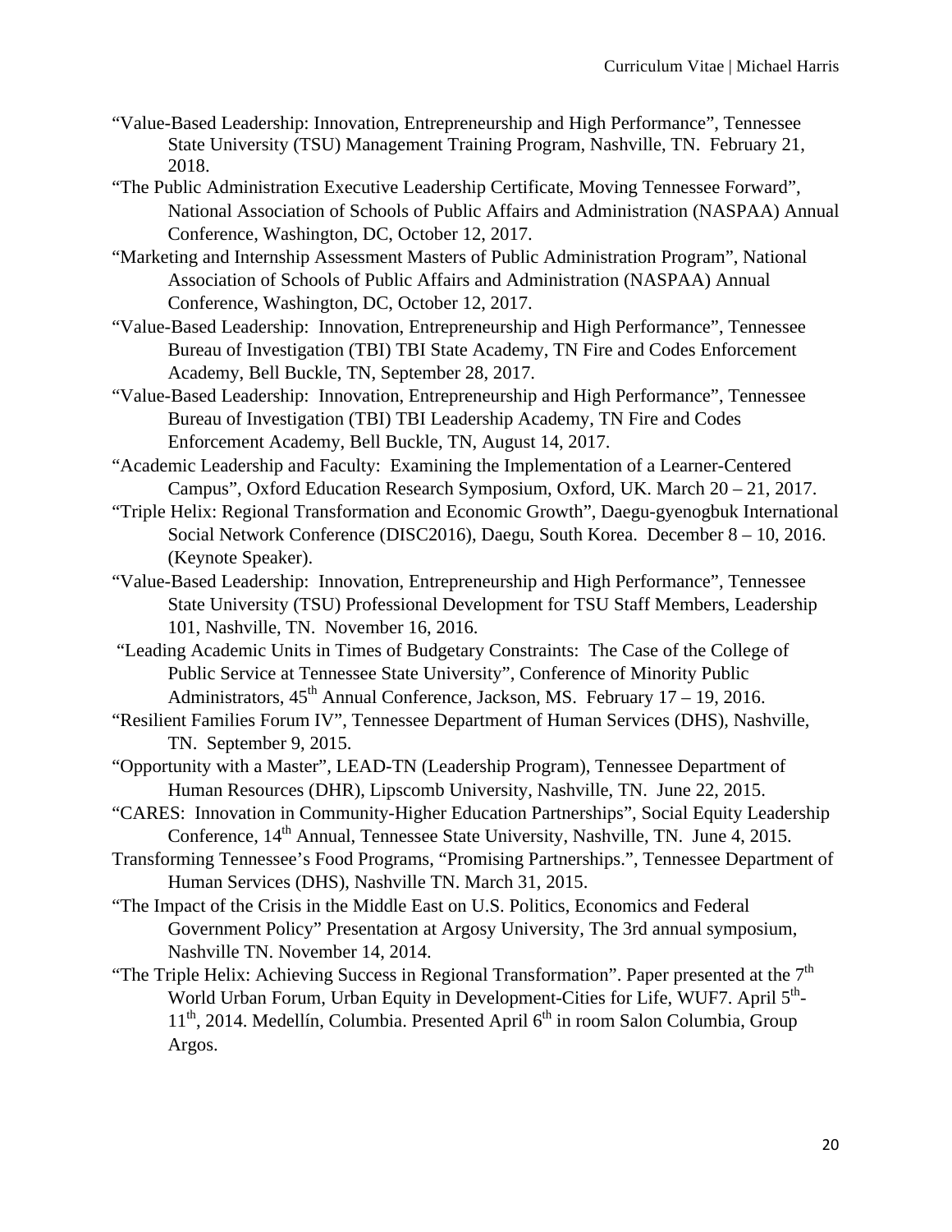"Value-Based Leadership: Innovation, Entrepreneurship and High Performance", Tennessee State University (TSU) Management Training Program, Nashville, TN. February 21, 2018.

"The Public Administration Executive Leadership Certificate, Moving Tennessee Forward", National Association of Schools of Public Affairs and Administration (NASPAA) Annual Conference, Washington, DC, October 12, 2017.

"Marketing and Internship Assessment Masters of Public Administration Program", National Association of Schools of Public Affairs and Administration (NASPAA) Annual Conference, Washington, DC, October 12, 2017.

"Value-Based Leadership: Innovation, Entrepreneurship and High Performance", Tennessee Bureau of Investigation (TBI) TBI State Academy, TN Fire and Codes Enforcement Academy, Bell Buckle, TN, September 28, 2017.

"Value-Based Leadership: Innovation, Entrepreneurship and High Performance", Tennessee Bureau of Investigation (TBI) TBI Leadership Academy, TN Fire and Codes Enforcement Academy, Bell Buckle, TN, August 14, 2017.

"Academic Leadership and Faculty: Examining the Implementation of a Learner-Centered Campus", Oxford Education Research Symposium, Oxford, UK. March 20 – 21, 2017.

"Triple Helix: Regional Transformation and Economic Growth", Daegu-gyenogbuk International Social Network Conference (DISC2016), Daegu, South Korea. December 8 – 10, 2016. (Keynote Speaker).

"Value-Based Leadership: Innovation, Entrepreneurship and High Performance", Tennessee State University (TSU) Professional Development for TSU Staff Members, Leadership 101, Nashville, TN. November 16, 2016.

"Leading Academic Units in Times of Budgetary Constraints: The Case of the College of Public Service at Tennessee State University", Conference of Minority Public Administrators, 45th Annual Conference, Jackson, MS. February 17 – 19, 2016.

"Resilient Families Forum IV", Tennessee Department of Human Services (DHS), Nashville, TN. September 9, 2015.

"Opportunity with a Master", LEAD-TN (Leadership Program), Tennessee Department of Human Resources (DHR), Lipscomb University, Nashville, TN. June 22, 2015.

"CARES: Innovation in Community-Higher Education Partnerships", Social Equity Leadership Conference, 14th Annual, Tennessee State University, Nashville, TN. June 4, 2015.

Transforming Tennessee's Food Programs, "Promising Partnerships.", Tennessee Department of Human Services (DHS), Nashville TN. March 31, 2015.

"The Impact of the Crisis in the Middle East on U.S. Politics, Economics and Federal Government Policy" Presentation at Argosy University, The 3rd annual symposium, Nashville TN. November 14, 2014.

"The Triple Helix: Achieving Success in Regional Transformation". Paper presented at the 7th World Urban Forum, Urban Equity in Development-Cities for Life, WUF7. April 5th-11th, 2014. Medellín, Columbia. Presented April 6th in room Salon Columbia, Group Argos.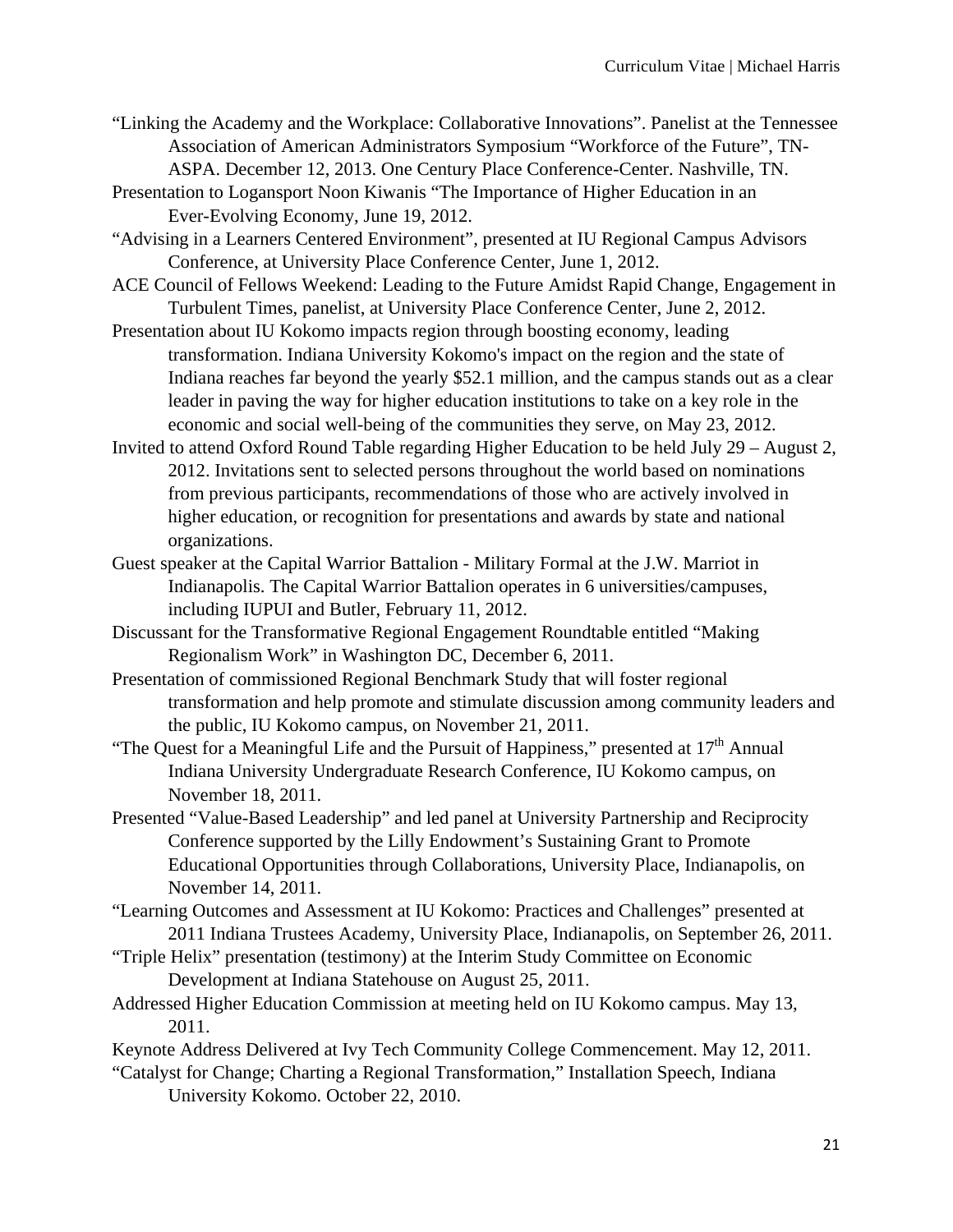"Linking the Academy and the Workplace: Collaborative Innovations". Panelist at the Tennessee Association of American Administrators Symposium "Workforce of the Future", TN-ASPA. December 12, 2013. One Century Place Conference-Center. Nashville, TN.

Presentation to Logansport Noon Kiwanis "The Importance of Higher Education in an Ever-Evolving Economy, June 19, 2012.

"Advising in a Learners Centered Environment", presented at IU Regional Campus Advisors Conference, at University Place Conference Center, June 1, 2012.

ACE Council of Fellows Weekend: Leading to the Future Amidst Rapid Change, Engagement in Turbulent Times, panelist, at University Place Conference Center, June 2, 2012.

Presentation about IU Kokomo impacts region through boosting economy, leading transformation. Indiana University Kokomo's impact on the region and the state of Indiana reaches far beyond the yearly $52.1 million, and the campus stands out as a clear leader in paving the way for higher education institutions to take on a key role in the economic and social well-being of the communities they serve, on May 23, 2012.

Invited to attend Oxford Round Table regarding Higher Education to be held July 29 – August 2, 2012. Invitations sent to selected persons throughout the world based on nominations from previous participants, recommendations of those who are actively involved in higher education, or recognition for presentations and awards by state and national organizations.

Guest speaker at the Capital Warrior Battalion - Military Formal at the J.W. Marriot in Indianapolis. The Capital Warrior Battalion operates in 6 universities/campuses, including IUPUI and Butler, February 11, 2012.

Discussant for the Transformative Regional Engagement Roundtable entitled "Making Regionalism Work" in Washington DC, December 6, 2011.

Presentation of commissioned Regional Benchmark Study that will foster regional transformation and help promote and stimulate discussion among community leaders and the public, IU Kokomo campus, on November 21, 2011.

"The Quest for a Meaningful Life and the Pursuit of Happiness," presented at 17th Annual Indiana University Undergraduate Research Conference, IU Kokomo campus, on November 18, 2011.

Presented "Value-Based Leadership" and led panel at University Partnership and Reciprocity Conference supported by the Lilly Endowment's Sustaining Grant to Promote Educational Opportunities through Collaborations, University Place, Indianapolis, on November 14, 2011.

"Learning Outcomes and Assessment at IU Kokomo: Practices and Challenges" presented at 2011 Indiana Trustees Academy, University Place, Indianapolis, on September 26, 2011.

"Triple Helix" presentation (testimony) at the Interim Study Committee on Economic Development at Indiana Statehouse on August 25, 2011.

Addressed Higher Education Commission at meeting held on IU Kokomo campus. May 13, 2011.

Keynote Address Delivered at Ivy Tech Community College Commencement. May 12, 2011.

"Catalyst for Change; Charting a Regional Transformation," Installation Speech, Indiana University Kokomo. October 22, 2010.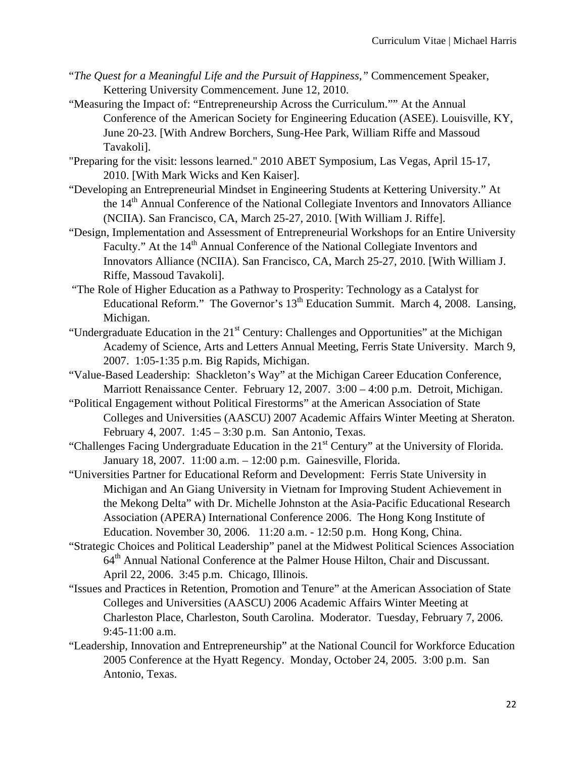"*The Quest for a Meaningful Life and the Pursuit of Happiness,"* Commencement Speaker, Kettering University Commencement. June 12, 2010.

"Measuring the Impact of: "Entrepreneurship Across the Curriculum."" At the Annual Conference of the American Society for Engineering Education (ASEE). Louisville, KY, June 20-23. [With Andrew Borchers, Sung-Hee Park, William Riffe and Massoud Tavakoli].

"Preparing for the visit: lessons learned." 2010 ABET Symposium, Las Vegas, April 15-17, 2010. [With Mark Wicks and Ken Kaiser].

"Developing an Entrepreneurial Mindset in Engineering Students at Kettering University." At the 14th Annual Conference of the National Collegiate Inventors and Innovators Alliance (NCIIA). San Francisco, CA, March 25-27, 2010. [With William J. Riffe].

"Design, Implementation and Assessment of Entrepreneurial Workshops for an Entire University Faculty." At the 14th Annual Conference of the National Collegiate Inventors and Innovators Alliance (NCIIA). San Francisco, CA, March 25-27, 2010. [With William J. Riffe, Massoud Tavakoli].

"The Role of Higher Education as a Pathway to Prosperity: Technology as a Catalyst for Educational Reform." The Governor's 13th Education Summit. March 4, 2008. Lansing, Michigan.

"Undergraduate Education in the 21st Century: Challenges and Opportunities" at the Michigan Academy of Science, Arts and Letters Annual Meeting, Ferris State University. March 9, 2007. 1:05-1:35 p.m. Big Rapids, Michigan.

"Value-Based Leadership: Shackleton's Way" at the Michigan Career Education Conference, Marriott Renaissance Center. February 12, 2007. 3:00 – 4:00 p.m. Detroit, Michigan.

"Political Engagement without Political Firestorms" at the American Association of State Colleges and Universities (AASCU) 2007 Academic Affairs Winter Meeting at Sheraton. February 4, 2007. 1:45 – 3:30 p.m. San Antonio, Texas.

"Challenges Facing Undergraduate Education in the 21st Century" at the University of Florida. January 18, 2007. 11:00 a.m. – 12:00 p.m. Gainesville, Florida.

"Universities Partner for Educational Reform and Development: Ferris State University in Michigan and An Giang University in Vietnam for Improving Student Achievement in the Mekong Delta" with Dr. Michelle Johnston at the Asia-Pacific Educational Research Association (APERA) International Conference 2006. The Hong Kong Institute of Education. November 30, 2006. 11:20 a.m. - 12:50 p.m. Hong Kong, China.

"Strategic Choices and Political Leadership" panel at the Midwest Political Sciences Association 64th Annual National Conference at the Palmer House Hilton, Chair and Discussant. April 22, 2006. 3:45 p.m. Chicago, Illinois.

"Issues and Practices in Retention, Promotion and Tenure" at the American Association of State Colleges and Universities (AASCU) 2006 Academic Affairs Winter Meeting at Charleston Place, Charleston, South Carolina. Moderator. Tuesday, February 7, 2006. 9:45-11:00 a.m.

"Leadership, Innovation and Entrepreneurship" at the National Council for Workforce Education 2005 Conference at the Hyatt Regency. Monday, October 24, 2005. 3:00 p.m. San Antonio, Texas.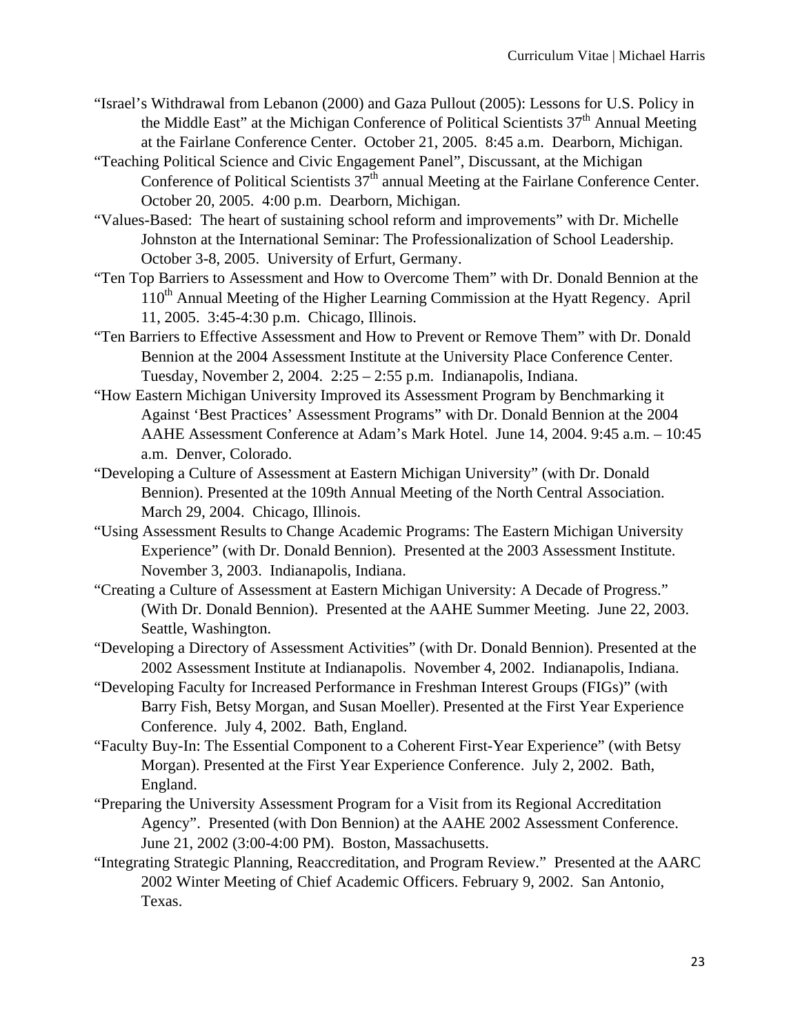"Israel's Withdrawal from Lebanon (2000) and Gaza Pullout (2005): Lessons for U.S. Policy in the Middle East" at the Michigan Conference of Political Scientists 37th Annual Meeting at the Fairlane Conference Center. October 21, 2005. 8:45 a.m. Dearborn, Michigan.

"Teaching Political Science and Civic Engagement Panel", Discussant, at the Michigan Conference of Political Scientists 37th annual Meeting at the Fairlane Conference Center. October 20, 2005. 4:00 p.m. Dearborn, Michigan.

"Values-Based: The heart of sustaining school reform and improvements" with Dr. Michelle Johnston at the International Seminar: The Professionalization of School Leadership. October 3-8, 2005. University of Erfurt, Germany.

"Ten Top Barriers to Assessment and How to Overcome Them" with Dr. Donald Bennion at the 110th Annual Meeting of the Higher Learning Commission at the Hyatt Regency. April 11, 2005. 3:45-4:30 p.m. Chicago, Illinois.

"Ten Barriers to Effective Assessment and How to Prevent or Remove Them" with Dr. Donald Bennion at the 2004 Assessment Institute at the University Place Conference Center. Tuesday, November 2, 2004. 2:25 – 2:55 p.m. Indianapolis, Indiana.

"How Eastern Michigan University Improved its Assessment Program by Benchmarking it Against 'Best Practices' Assessment Programs" with Dr. Donald Bennion at the 2004 AAHE Assessment Conference at Adam's Mark Hotel. June 14, 2004. 9:45 a.m. – 10:45 a.m. Denver, Colorado.

"Developing a Culture of Assessment at Eastern Michigan University" (with Dr. Donald Bennion). Presented at the 109th Annual Meeting of the North Central Association. March 29, 2004. Chicago, Illinois.

"Using Assessment Results to Change Academic Programs: The Eastern Michigan University Experience" (with Dr. Donald Bennion). Presented at the 2003 Assessment Institute. November 3, 2003. Indianapolis, Indiana.

"Creating a Culture of Assessment at Eastern Michigan University: A Decade of Progress." (With Dr. Donald Bennion). Presented at the AAHE Summer Meeting. June 22, 2003. Seattle, Washington.

"Developing a Directory of Assessment Activities" (with Dr. Donald Bennion). Presented at the 2002 Assessment Institute at Indianapolis. November 4, 2002. Indianapolis, Indiana.

"Developing Faculty for Increased Performance in Freshman Interest Groups (FIGs)" (with Barry Fish, Betsy Morgan, and Susan Moeller). Presented at the First Year Experience Conference. July 4, 2002. Bath, England.

"Faculty Buy-In: The Essential Component to a Coherent First-Year Experience" (with Betsy Morgan). Presented at the First Year Experience Conference. July 2, 2002. Bath, England.

"Preparing the University Assessment Program for a Visit from its Regional Accreditation Agency". Presented (with Don Bennion) at the AAHE 2002 Assessment Conference. June 21, 2002 (3:00-4:00 PM). Boston, Massachusetts.

"Integrating Strategic Planning, Reaccreditation, and Program Review." Presented at the AARC 2002 Winter Meeting of Chief Academic Officers. February 9, 2002. San Antonio, Texas.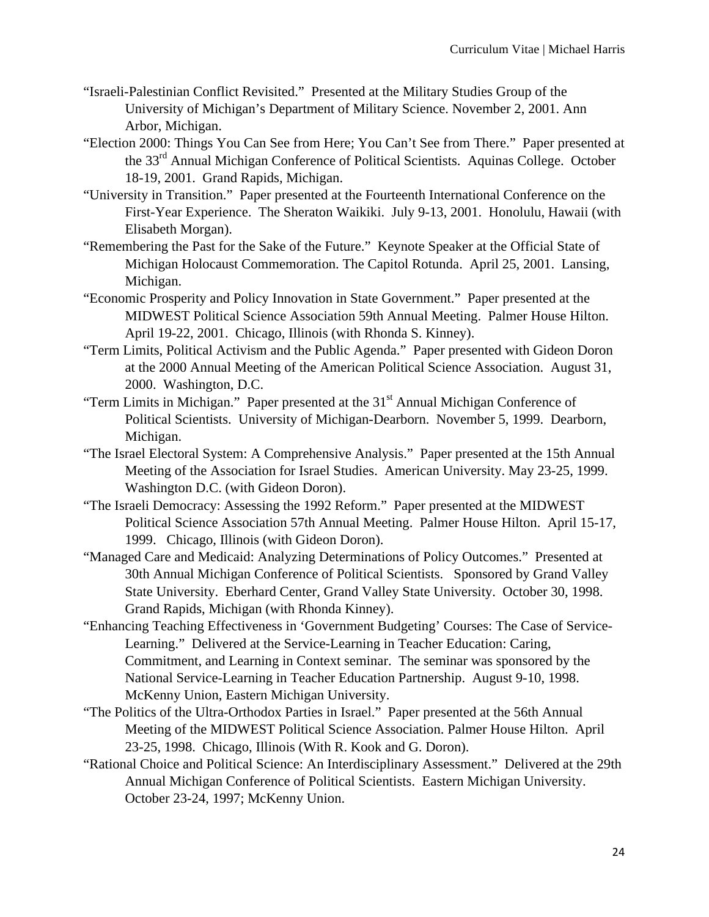"Israeli-Palestinian Conflict Revisited." Presented at the Military Studies Group of the University of Michigan's Department of Military Science. November 2, 2001. Ann Arbor, Michigan.

"Election 2000: Things You Can See from Here; You Can't See from There." Paper presented at the 33rd Annual Michigan Conference of Political Scientists. Aquinas College. October 18-19, 2001. Grand Rapids, Michigan.

"University in Transition." Paper presented at the Fourteenth International Conference on the First-Year Experience. The Sheraton Waikiki. July 9-13, 2001. Honolulu, Hawaii (with Elisabeth Morgan).

"Remembering the Past for the Sake of the Future." Keynote Speaker at the Official State of Michigan Holocaust Commemoration. The Capitol Rotunda. April 25, 2001. Lansing, Michigan.

"Economic Prosperity and Policy Innovation in State Government." Paper presented at the MIDWEST Political Science Association 59th Annual Meeting. Palmer House Hilton. April 19-22, 2001. Chicago, Illinois (with Rhonda S. Kinney).

"Term Limits, Political Activism and the Public Agenda." Paper presented with Gideon Doron at the 2000 Annual Meeting of the American Political Science Association. August 31, 2000. Washington, D.C.

"Term Limits in Michigan." Paper presented at the 31st Annual Michigan Conference of Political Scientists. University of Michigan-Dearborn. November 5, 1999. Dearborn, Michigan.

"The Israel Electoral System: A Comprehensive Analysis." Paper presented at the 15th Annual Meeting of the Association for Israel Studies. American University. May 23-25, 1999. Washington D.C. (with Gideon Doron).

"The Israeli Democracy: Assessing the 1992 Reform." Paper presented at the MIDWEST Political Science Association 57th Annual Meeting. Palmer House Hilton. April 15-17, 1999. Chicago, Illinois (with Gideon Doron).

"Managed Care and Medicaid: Analyzing Determinations of Policy Outcomes." Presented at 30th Annual Michigan Conference of Political Scientists. Sponsored by Grand Valley State University. Eberhard Center, Grand Valley State University. October 30, 1998. Grand Rapids, Michigan (with Rhonda Kinney).

"Enhancing Teaching Effectiveness in 'Government Budgeting' Courses: The Case of Service-Learning." Delivered at the Service-Learning in Teacher Education: Caring, Commitment, and Learning in Context seminar. The seminar was sponsored by the National Service-Learning in Teacher Education Partnership. August 9-10, 1998. McKenny Union, Eastern Michigan University.

"The Politics of the Ultra-Orthodox Parties in Israel." Paper presented at the 56th Annual Meeting of the MIDWEST Political Science Association. Palmer House Hilton. April 23-25, 1998. Chicago, Illinois (With R. Kook and G. Doron).

"Rational Choice and Political Science: An Interdisciplinary Assessment." Delivered at the 29th Annual Michigan Conference of Political Scientists. Eastern Michigan University. October 23-24, 1997; McKenny Union.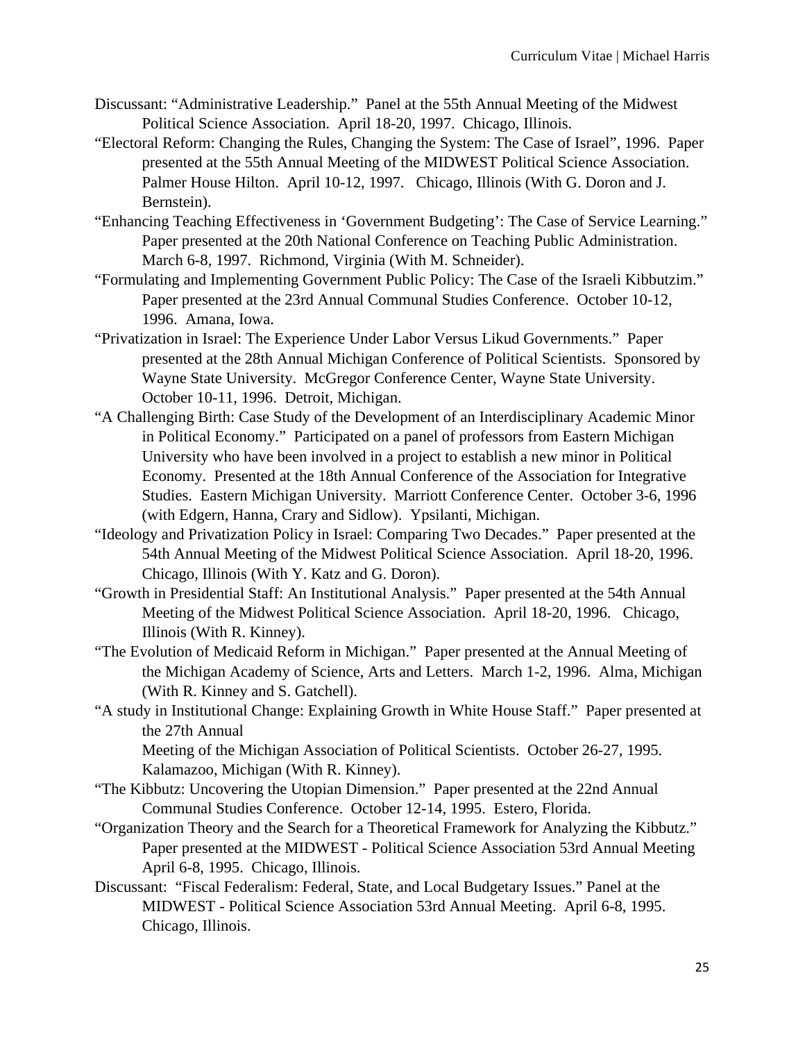Discussant: "Administrative Leadership." Panel at the 55th Annual Meeting of the Midwest Political Science Association. April 18-20, 1997. Chicago, Illinois.

"Electoral Reform: Changing the Rules, Changing the System: The Case of Israel", 1996. Paper presented at the 55th Annual Meeting of the MIDWEST Political Science Association. Palmer House Hilton. April 10-12, 1997. Chicago, Illinois (With G. Doron and J. Bernstein).

"Enhancing Teaching Effectiveness in 'Government Budgeting': The Case of Service Learning." Paper presented at the 20th National Conference on Teaching Public Administration. March 6-8, 1997. Richmond, Virginia (With M. Schneider).

"Formulating and Implementing Government Public Policy: The Case of the Israeli Kibbutzim." Paper presented at the 23rd Annual Communal Studies Conference. October 10-12, 1996. Amana, Iowa.

"Privatization in Israel: The Experience Under Labor Versus Likud Governments." Paper presented at the 28th Annual Michigan Conference of Political Scientists. Sponsored by Wayne State University. McGregor Conference Center, Wayne State University. October 10-11, 1996. Detroit, Michigan.

"A Challenging Birth: Case Study of the Development of an Interdisciplinary Academic Minor in Political Economy." Participated on a panel of professors from Eastern Michigan University who have been involved in a project to establish a new minor in Political Economy. Presented at the 18th Annual Conference of the Association for Integrative Studies. Eastern Michigan University. Marriott Conference Center. October 3-6, 1996 (with Edgern, Hanna, Crary and Sidlow). Ypsilanti, Michigan.

"Ideology and Privatization Policy in Israel: Comparing Two Decades." Paper presented at the 54th Annual Meeting of the Midwest Political Science Association. April 18-20, 1996. Chicago, Illinois (With Y. Katz and G. Doron).

"Growth in Presidential Staff: An Institutional Analysis." Paper presented at the 54th Annual Meeting of the Midwest Political Science Association. April 18-20, 1996. Chicago, Illinois (With R. Kinney).

"The Evolution of Medicaid Reform in Michigan." Paper presented at the Annual Meeting of the Michigan Academy of Science, Arts and Letters. March 1-2, 1996. Alma, Michigan (With R. Kinney and S. Gatchell).

"A study in Institutional Change: Explaining Growth in White House Staff." Paper presented at the 27th Annual
Meeting of the Michigan Association of Political Scientists. October 26-27, 1995. Kalamazoo, Michigan (With R. Kinney).

"The Kibbutz: Uncovering the Utopian Dimension." Paper presented at the 22nd Annual Communal Studies Conference. October 12-14, 1995. Estero, Florida.

"Organization Theory and the Search for a Theoretical Framework for Analyzing the Kibbutz." Paper presented at the MIDWEST - Political Science Association 53rd Annual Meeting April 6-8, 1995. Chicago, Illinois.

Discussant: "Fiscal Federalism: Federal, State, and Local Budgetary Issues." Panel at the MIDWEST - Political Science Association 53rd Annual Meeting. April 6-8, 1995. Chicago, Illinois.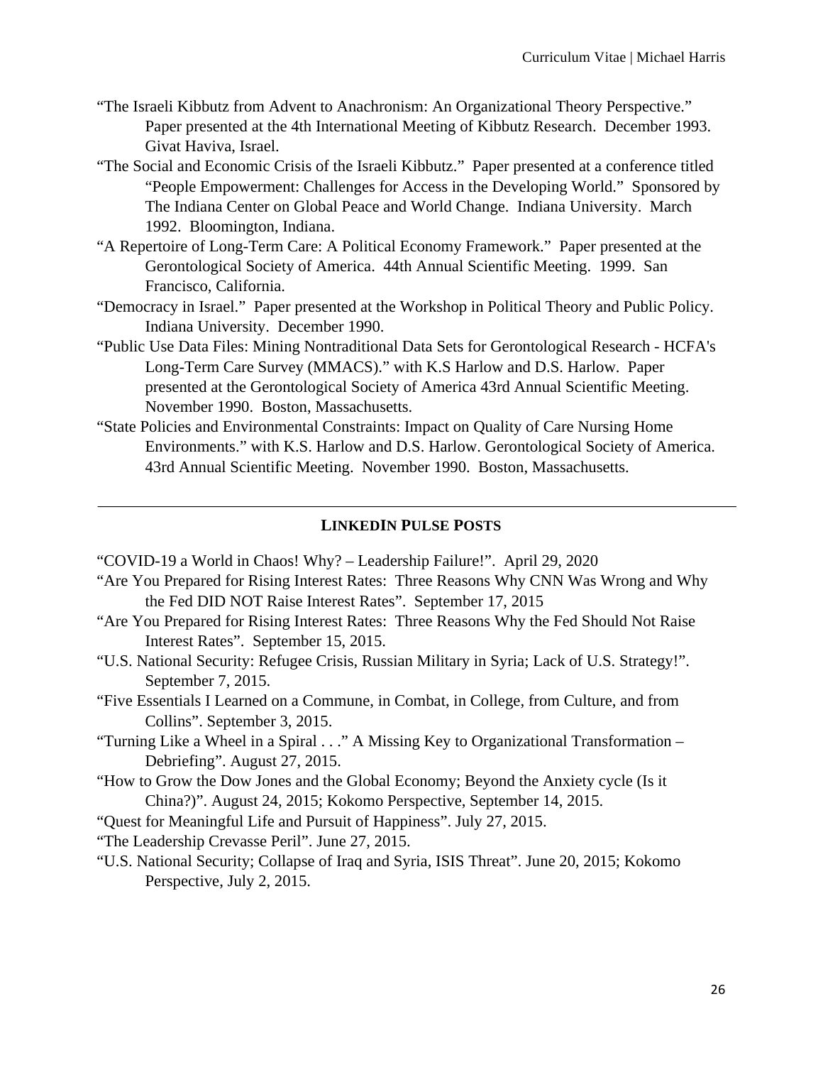"The Israeli Kibbutz from Advent to Anachronism: An Organizational Theory Perspective." Paper presented at the 4th International Meeting of Kibbutz Research. December 1993. Givat Haviva, Israel.

"The Social and Economic Crisis of the Israeli Kibbutz." Paper presented at a conference titled "People Empowerment: Challenges for Access in the Developing World." Sponsored by The Indiana Center on Global Peace and World Change. Indiana University. March 1992. Bloomington, Indiana.

"A Repertoire of Long-Term Care: A Political Economy Framework." Paper presented at the Gerontological Society of America. 44th Annual Scientific Meeting. 1999. San Francisco, California.

"Democracy in Israel." Paper presented at the Workshop in Political Theory and Public Policy. Indiana University. December 1990.

"Public Use Data Files: Mining Nontraditional Data Sets for Gerontological Research - HCFA's Long-Term Care Survey (MMACS)." with K.S Harlow and D.S. Harlow. Paper presented at the Gerontological Society of America 43rd Annual Scientific Meeting. November 1990. Boston, Massachusetts.

"State Policies and Environmental Constraints: Impact on Quality of Care Nursing Home Environments." with K.S. Harlow and D.S. Harlow. Gerontological Society of America. 43rd Annual Scientific Meeting. November 1990. Boston, Massachusetts.

---

## LINKEDIN PULSE POSTS

"COVID-19 a World in Chaos! Why? – Leadership Failure!". April 29, 2020

"Are You Prepared for Rising Interest Rates: Three Reasons Why CNN Was Wrong and Why the Fed DID NOT Raise Interest Rates". September 17, 2015

"Are You Prepared for Rising Interest Rates: Three Reasons Why the Fed Should Not Raise Interest Rates". September 15, 2015.

"U.S. National Security: Refugee Crisis, Russian Military in Syria; Lack of U.S. Strategy!". September 7, 2015.

"Five Essentials I Learned on a Commune, in Combat, in College, from Culture, and from Collins". September 3, 2015.

"Turning Like a Wheel in a Spiral . . ." A Missing Key to Organizational Transformation – Debriefing". August 27, 2015.

"How to Grow the Dow Jones and the Global Economy; Beyond the Anxiety cycle (Is it China?)". August 24, 2015; Kokomo Perspective, September 14, 2015.

"Quest for Meaningful Life and Pursuit of Happiness". July 27, 2015.

"The Leadership Crevasse Peril". June 27, 2015.

"U.S. National Security; Collapse of Iraq and Syria, ISIS Threat". June 20, 2015; Kokomo Perspective, July 2, 2015.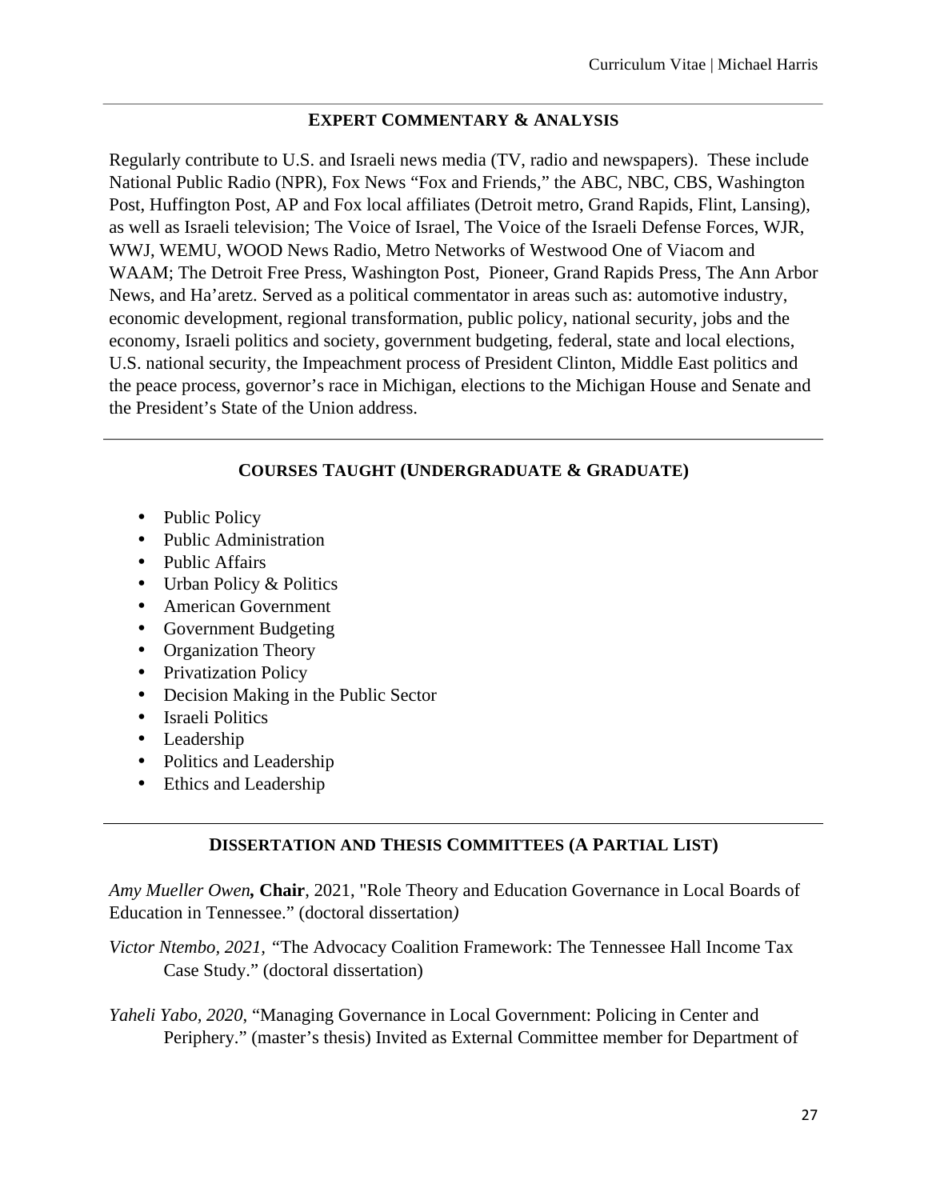## EXPERT COMMENTARY & ANALYSIS

Regularly contribute to U.S. and Israeli news media (TV, radio and newspapers). These include National Public Radio (NPR), Fox News "Fox and Friends," the ABC, NBC, CBS, Washington Post, Huffington Post, AP and Fox local affiliates (Detroit metro, Grand Rapids, Flint, Lansing), as well as Israeli television; The Voice of Israel, The Voice of the Israeli Defense Forces, WJR, WWJ, WEMU, WOOD News Radio, Metro Networks of Westwood One of Viacom and WAAM; The Detroit Free Press, Washington Post, Pioneer, Grand Rapids Press, The Ann Arbor News, and Ha'aretz. Served as a political commentator in areas such as: automotive industry, economic development, regional transformation, public policy, national security, jobs and the economy, Israeli politics and society, government budgeting, federal, state and local elections, U.S. national security, the Impeachment process of President Clinton, Middle East politics and the peace process, governor's race in Michigan, elections to the Michigan House and Senate and the President's State of the Union address.

## COURSES TAUGHT (UNDERGRADUATE & GRADUATE)

- Public Policy
- Public Administration
- Public Affairs
- Urban Policy & Politics
- American Government
- Government Budgeting
- Organization Theory
- Privatization Policy
- Decision Making in the Public Sector
- Israeli Politics
- Leadership
- Politics and Leadership
- Ethics and Leadership

## DISSERTATION AND THESIS COMMITTEES (A PARTIAL LIST)

*Amy Mueller Owen,* **Chair**, 2021, "Role Theory and Education Governance in Local Boards of Education in Tennessee." (doctoral dissertation*)*

*Victor Ntembo, 2021,* "The Advocacy Coalition Framework: The Tennessee Hall Income Tax Case Study." (doctoral dissertation)

*Yaheli Yabo, 2020*, "Managing Governance in Local Government: Policing in Center and Periphery." (master's thesis) Invited as External Committee member for Department of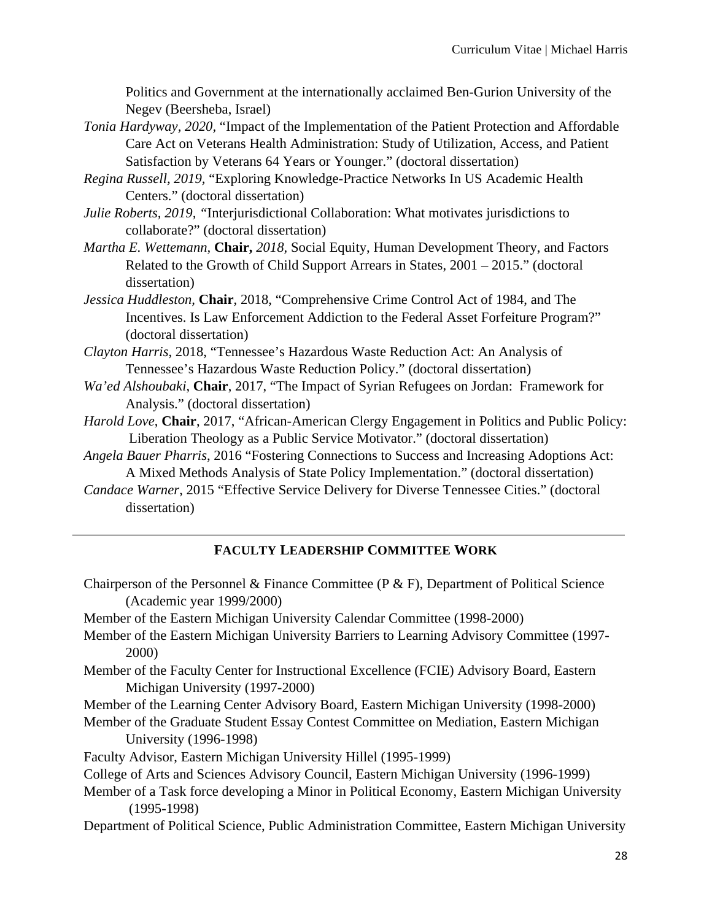Politics and Government at the internationally acclaimed Ben-Gurion University of the Negev (Beersheba, Israel)

*Tonia Hardyway, 2020,* "Impact of the Implementation of the Patient Protection and Affordable Care Act on Veterans Health Administration: Study of Utilization, Access, and Patient Satisfaction by Veterans 64 Years or Younger." (doctoral dissertation)

*Regina Russell, 2019,* "Exploring Knowledge-Practice Networks In US Academic Health Centers." (doctoral dissertation)

*Julie Roberts, 2019, "*Interjurisdictional Collaboration: What motivates jurisdictions to collaborate?" (doctoral dissertation)

*Martha E. Wettemann,* **Chair,** *2018,* Social Equity, Human Development Theory, and Factors Related to the Growth of Child Support Arrears in States, 2001 – 2015." (doctoral dissertation)

*Jessica Huddleston,* **Chair**, 2018, "Comprehensive Crime Control Act of 1984, and The Incentives. Is Law Enforcement Addiction to the Federal Asset Forfeiture Program?" (doctoral dissertation)

*Clayton Harris*, 2018, "Tennessee's Hazardous Waste Reduction Act: An Analysis of Tennessee's Hazardous Waste Reduction Policy." (doctoral dissertation)

*Wa'ed Alshoubaki*, **Chair**, 2017, "The Impact of Syrian Refugees on Jordan: Framework for Analysis." (doctoral dissertation)

*Harold Love*, **Chair**, 2017, "African-American Clergy Engagement in Politics and Public Policy: Liberation Theology as a Public Service Motivator." (doctoral dissertation)

*Angela Bauer Pharris*, 2016 "Fostering Connections to Success and Increasing Adoptions Act: A Mixed Methods Analysis of State Policy Implementation." (doctoral dissertation)

*Candace Warner*, 2015 "Effective Service Delivery for Diverse Tennessee Cities." (doctoral dissertation)

---

## FACULTY LEADERSHIP COMMITTEE WORK

Chairperson of the Personnel & Finance Committee (P & F), Department of Political Science (Academic year 1999/2000)

Member of the Eastern Michigan University Calendar Committee (1998-2000)

Member of the Eastern Michigan University Barriers to Learning Advisory Committee (1997-2000)

Member of the Faculty Center for Instructional Excellence (FCIE) Advisory Board, Eastern Michigan University (1997-2000)

Member of the Learning Center Advisory Board, Eastern Michigan University (1998-2000)

Member of the Graduate Student Essay Contest Committee on Mediation, Eastern Michigan University (1996-1998)

Faculty Advisor, Eastern Michigan University Hillel (1995-1999)

College of Arts and Sciences Advisory Council, Eastern Michigan University (1996-1999)

Member of a Task force developing a Minor in Political Economy, Eastern Michigan University (1995-1998)

Department of Political Science, Public Administration Committee, Eastern Michigan University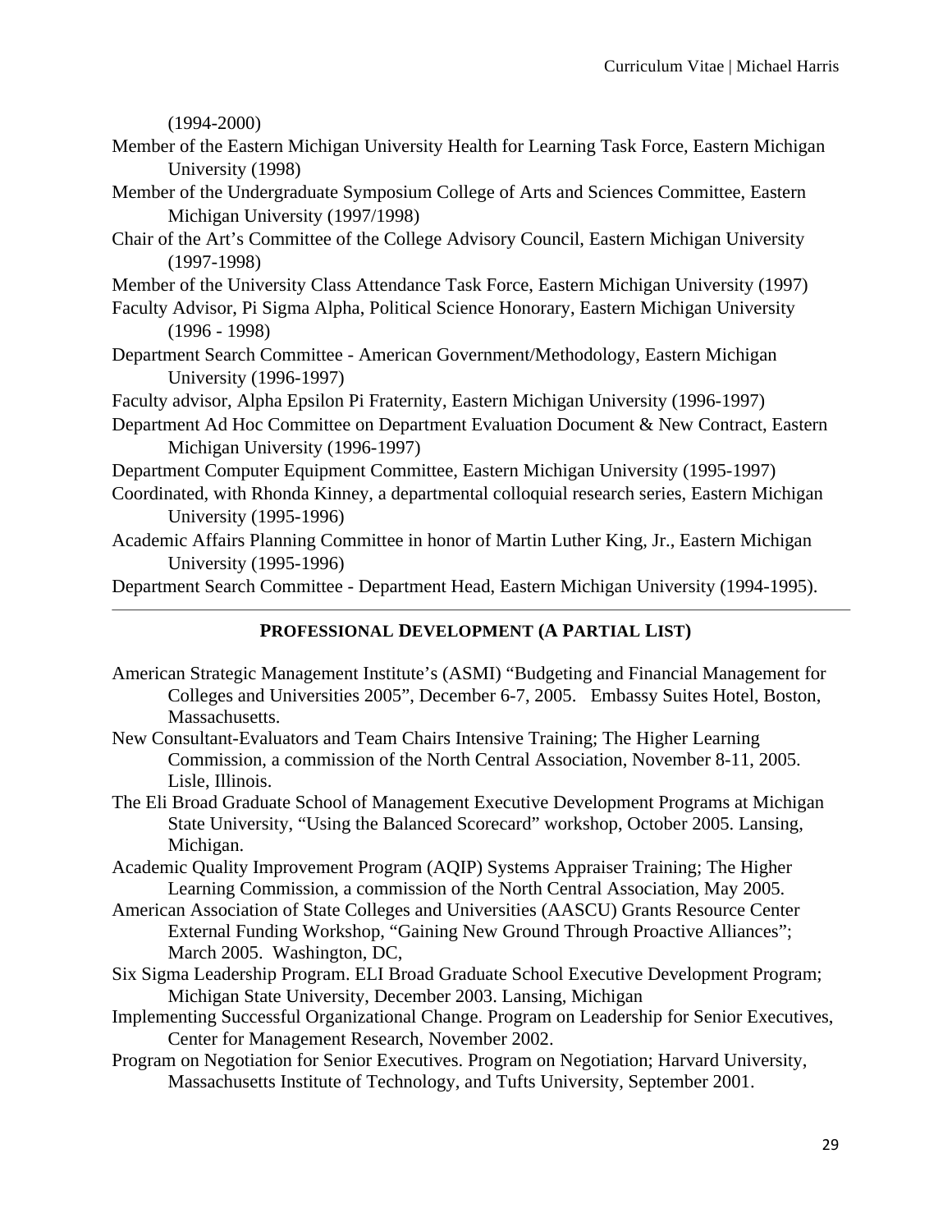(1994-2000)

Member of the Eastern Michigan University Health for Learning Task Force, Eastern Michigan University (1998)

Member of the Undergraduate Symposium College of Arts and Sciences Committee, Eastern Michigan University (1997/1998)

Chair of the Art's Committee of the College Advisory Council, Eastern Michigan University (1997-1998)

Member of the University Class Attendance Task Force, Eastern Michigan University (1997)

Faculty Advisor, Pi Sigma Alpha, Political Science Honorary, Eastern Michigan University (1996 - 1998)

Department Search Committee - American Government/Methodology, Eastern Michigan University (1996-1997)

Faculty advisor, Alpha Epsilon Pi Fraternity, Eastern Michigan University (1996-1997)

Department Ad Hoc Committee on Department Evaluation Document & New Contract, Eastern Michigan University (1996-1997)

Department Computer Equipment Committee, Eastern Michigan University (1995-1997)

Coordinated, with Rhonda Kinney, a departmental colloquial research series, Eastern Michigan University (1995-1996)

Academic Affairs Planning Committee in honor of Martin Luther King, Jr., Eastern Michigan University (1995-1996)

Department Search Committee - Department Head, Eastern Michigan University (1994-1995).

---

## PROFESSIONAL DEVELOPMENT (A PARTIAL LIST)

American Strategic Management Institute's (ASMI) "Budgeting and Financial Management for Colleges and Universities 2005", December 6-7, 2005. Embassy Suites Hotel, Boston, Massachusetts.

New Consultant-Evaluators and Team Chairs Intensive Training; The Higher Learning Commission, a commission of the North Central Association, November 8-11, 2005. Lisle, Illinois.

The Eli Broad Graduate School of Management Executive Development Programs at Michigan State University, "Using the Balanced Scorecard" workshop, October 2005. Lansing, Michigan.

Academic Quality Improvement Program (AQIP) Systems Appraiser Training; The Higher Learning Commission, a commission of the North Central Association, May 2005.

American Association of State Colleges and Universities (AASCU) Grants Resource Center External Funding Workshop, "Gaining New Ground Through Proactive Alliances"; March 2005. Washington, DC,

Six Sigma Leadership Program. ELI Broad Graduate School Executive Development Program; Michigan State University, December 2003. Lansing, Michigan

Implementing Successful Organizational Change. Program on Leadership for Senior Executives, Center for Management Research, November 2002.

Program on Negotiation for Senior Executives. Program on Negotiation; Harvard University, Massachusetts Institute of Technology, and Tufts University, September 2001.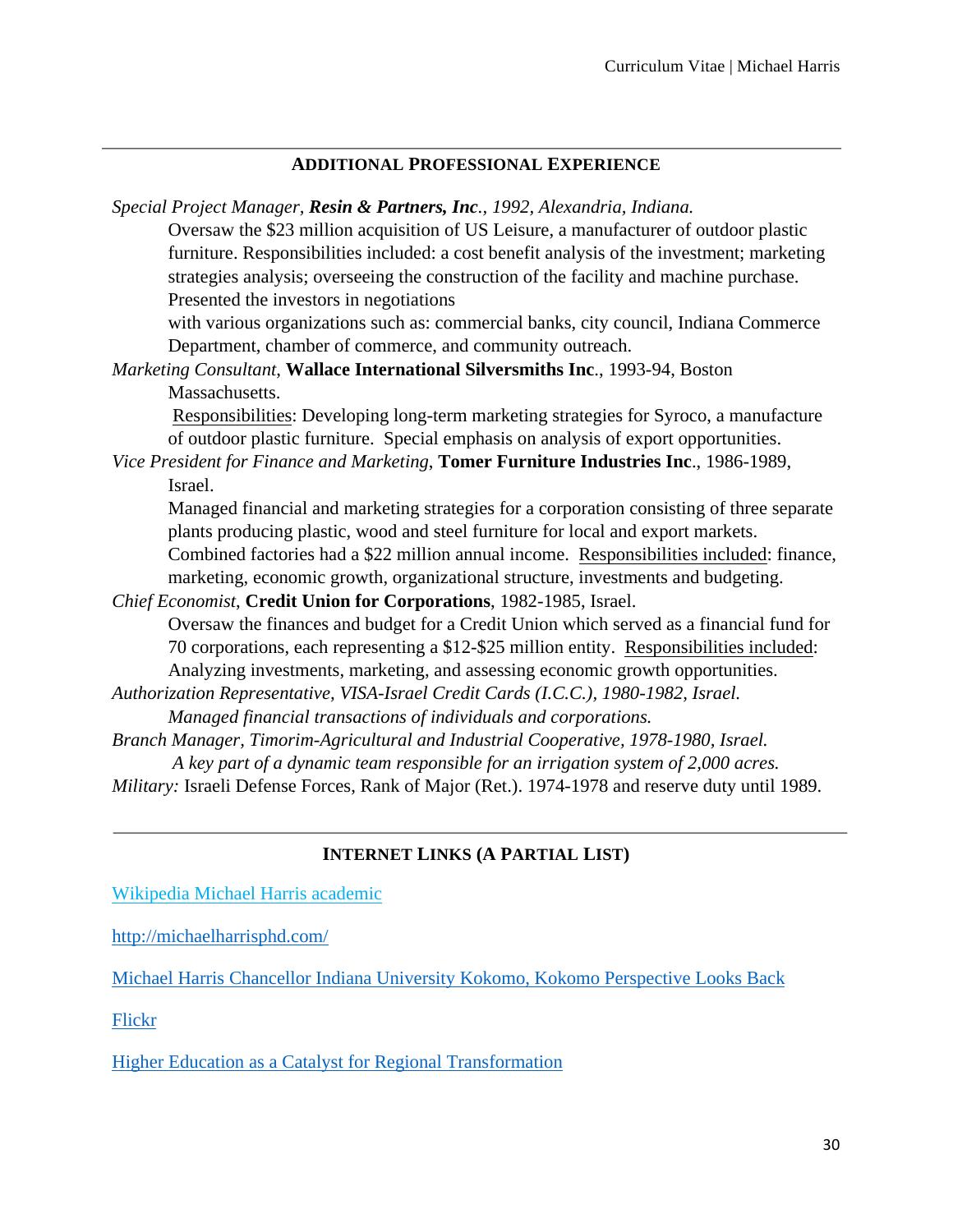## ADDITIONAL PROFESSIONAL EXPERIENCE

*Special Project Manager*, ***Resin & Partners, Inc****., 1992, Alexandria, Indiana.*

Oversaw the $23 million acquisition of US Leisure, a manufacturer of outdoor plastic furniture. Responsibilities included: a cost benefit analysis of the investment; marketing strategies analysis; overseeing the construction of the facility and machine purchase. Presented the investors in negotiations

with various organizations such as: commercial banks, city council, Indiana Commerce Department, chamber of commerce, and community outreach.

*Marketing Consultant*, **Wallace International Silversmiths Inc**., 1993-94, Boston Massachusetts.

Responsibilities: Developing long-term marketing strategies for Syroco, a manufacture of outdoor plastic furniture. Special emphasis on analysis of export opportunities.

*Vice President for Finance and Marketing*, **Tomer Furniture Industries Inc**., 1986-1989, Israel.

Managed financial and marketing strategies for a corporation consisting of three separate plants producing plastic, wood and steel furniture for local and export markets. Combined factories had a $22 million annual income. Responsibilities included: finance, marketing, economic growth, organizational structure, investments and budgeting.

*Chief Economist*, **Credit Union for Corporations**, 1982-1985, Israel.

Oversaw the finances and budget for a Credit Union which served as a financial fund for 70 corporations, each representing a $12-$25 million entity. Responsibilities included: Analyzing investments, marketing, and assessing economic growth opportunities.

*Authorization Representative, VISA-Israel Credit Cards (I.C.C.), 1980-1982, Israel.*

*Managed financial transactions of individuals and corporations.*

*Branch Manager, Timorim-Agricultural and Industrial Cooperative, 1978-1980, Israel.*

*A key part of a dynamic team responsible for an irrigation system of 2,000 acres.*

*Military:* Israeli Defense Forces, Rank of Major (Ret.). 1974-1978 and reserve duty until 1989.

## INTERNET LINKS (A PARTIAL LIST)

Wikipedia Michael Harris academic

http://michaelharrisphd.com/

Michael Harris Chancellor Indiana University Kokomo, Kokomo Perspective Looks Back

Flickr

Higher Education as a Catalyst for Regional Transformation